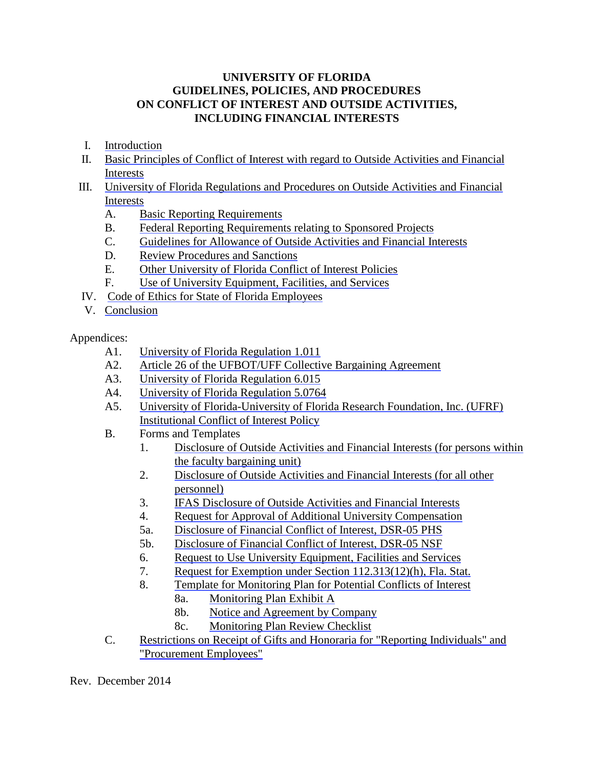# UNIVERSITY OF FLORIDA
# GUIDELINES, POLICIES, AND PROCEDURES
# ON CONFLICT OF INTEREST AND OUTSIDE ACTIVITIES, INCLUDING FINANCIAL INTERESTS

I. Introduction

II. Basic Principles of Conflict of Interest with regard to Outside Activities and Financial Interests

III. University of Florida Regulations and Procedures on Outside Activities and Financial Interests
   - A. Basic Reporting Requirements
   - B. Federal Reporting Requirements relating to Sponsored Projects
   - C. Guidelines for Allowance of Outside Activities and Financial Interests
   - D. Review Procedures and Sanctions
   - E. Other University of Florida Conflict of Interest Policies
   - F. Use of University Equipment, Facilities, and Services

IV. Code of Ethics for State of Florida Employees

V. Conclusion

Appendices:

- A1. University of Florida Regulation 1.011
- A2. Article 26 of the UFBOT/UFF Collective Bargaining Agreement
- A3. University of Florida Regulation 6.015
- A4. University of Florida Regulation 5.0764
- A5. University of Florida-University of Florida Research Foundation, Inc. (UFRF) Institutional Conflict of Interest Policy
- B. Forms and Templates
  - 1. Disclosure of Outside Activities and Financial Interests (for persons within the faculty bargaining unit)
  - 2. Disclosure of Outside Activities and Financial Interests (for all other personnel)
  - 3. IFAS Disclosure of Outside Activities and Financial Interests
  - 4. Request for Approval of Additional University Compensation
  - 5a. Disclosure of Financial Conflict of Interest, DSR-05 PHS
  - 5b. Disclosure of Financial Conflict of Interest, DSR-05 NSF
  - 6. Request to Use University Equipment, Facilities and Services
  - 7. Request for Exemption under Section 112.313(12)(h), Fla. Stat.
  - 8. Template for Monitoring Plan for Potential Conflicts of Interest
    - 8a. Monitoring Plan Exhibit A
    - 8b. Notice and Agreement by Company
    - 8c. Monitoring Plan Review Checklist
- C. Restrictions on Receipt of Gifts and Honoraria for "Reporting Individuals" and "Procurement Employees"

Rev. December 2014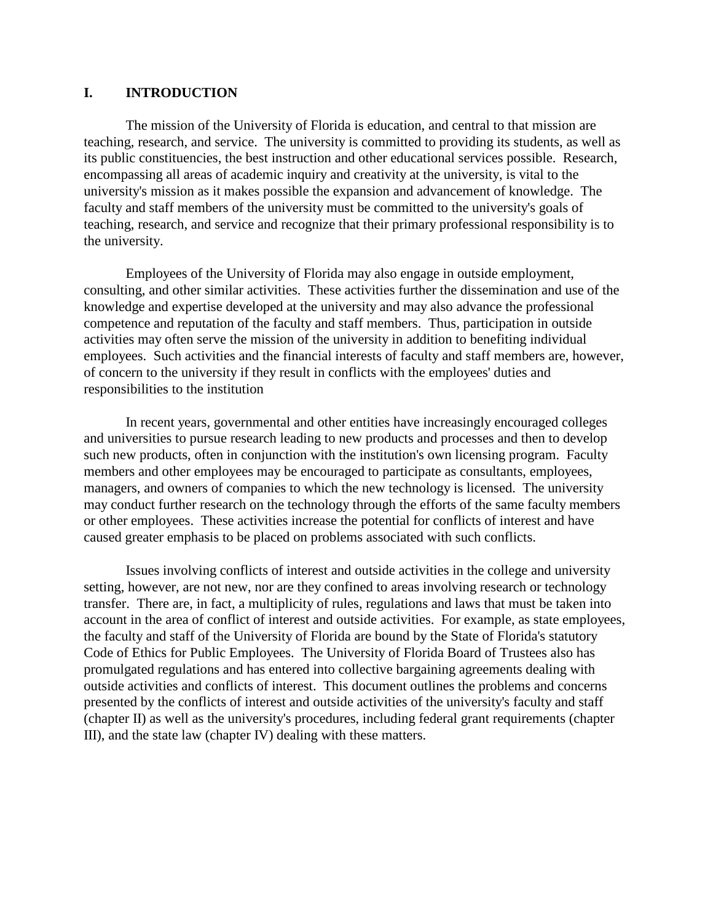# I. INTRODUCTION

The mission of the University of Florida is education, and central to that mission are teaching, research, and service. The university is committed to providing its students, as well as its public constituencies, the best instruction and other educational services possible. Research, encompassing all areas of academic inquiry and creativity at the university, is vital to the university's mission as it makes possible the expansion and advancement of knowledge. The faculty and staff members of the university must be committed to the university's goals of teaching, research, and service and recognize that their primary professional responsibility is to the university.

Employees of the University of Florida may also engage in outside employment, consulting, and other similar activities. These activities further the dissemination and use of the knowledge and expertise developed at the university and may also advance the professional competence and reputation of the faculty and staff members. Thus, participation in outside activities may often serve the mission of the university in addition to benefiting individual employees. Such activities and the financial interests of faculty and staff members are, however, of concern to the university if they result in conflicts with the employees' duties and responsibilities to the institution

In recent years, governmental and other entities have increasingly encouraged colleges and universities to pursue research leading to new products and processes and then to develop such new products, often in conjunction with the institution's own licensing program. Faculty members and other employees may be encouraged to participate as consultants, employees, managers, and owners of companies to which the new technology is licensed. The university may conduct further research on the technology through the efforts of the same faculty members or other employees. These activities increase the potential for conflicts of interest and have caused greater emphasis to be placed on problems associated with such conflicts.

Issues involving conflicts of interest and outside activities in the college and university setting, however, are not new, nor are they confined to areas involving research or technology transfer. There are, in fact, a multiplicity of rules, regulations and laws that must be taken into account in the area of conflict of interest and outside activities. For example, as state employees, the faculty and staff of the University of Florida are bound by the State of Florida's statutory Code of Ethics for Public Employees. The University of Florida Board of Trustees also has promulgated regulations and has entered into collective bargaining agreements dealing with outside activities and conflicts of interest. This document outlines the problems and concerns presented by the conflicts of interest and outside activities of the university's faculty and staff (chapter II) as well as the university's procedures, including federal grant requirements (chapter III), and the state law (chapter IV) dealing with these matters.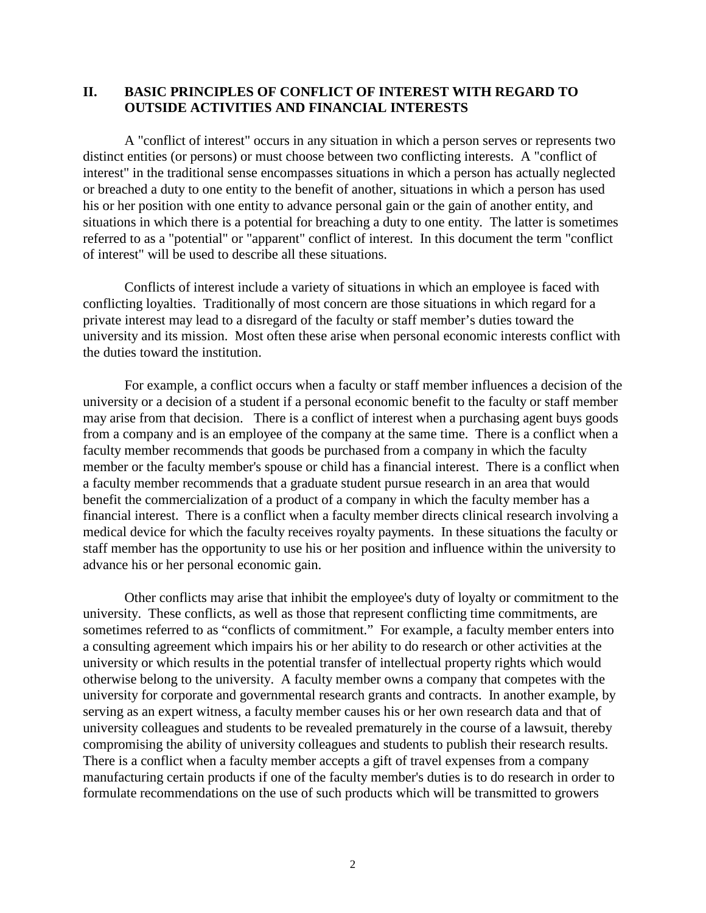## II. BASIC PRINCIPLES OF CONFLICT OF INTEREST WITH REGARD TO OUTSIDE ACTIVITIES AND FINANCIAL INTERESTS

A "conflict of interest" occurs in any situation in which a person serves or represents two distinct entities (or persons) or must choose between two conflicting interests. A "conflict of interest" in the traditional sense encompasses situations in which a person has actually neglected or breached a duty to one entity to the benefit of another, situations in which a person has used his or her position with one entity to advance personal gain or the gain of another entity, and situations in which there is a potential for breaching a duty to one entity. The latter is sometimes referred to as a "potential" or "apparent" conflict of interest. In this document the term "conflict of interest" will be used to describe all these situations.

Conflicts of interest include a variety of situations in which an employee is faced with conflicting loyalties. Traditionally of most concern are those situations in which regard for a private interest may lead to a disregard of the faculty or staff member's duties toward the university and its mission. Most often these arise when personal economic interests conflict with the duties toward the institution.

For example, a conflict occurs when a faculty or staff member influences a decision of the university or a decision of a student if a personal economic benefit to the faculty or staff member may arise from that decision. There is a conflict of interest when a purchasing agent buys goods from a company and is an employee of the company at the same time. There is a conflict when a faculty member recommends that goods be purchased from a company in which the faculty member or the faculty member's spouse or child has a financial interest. There is a conflict when a faculty member recommends that a graduate student pursue research in an area that would benefit the commercialization of a product of a company in which the faculty member has a financial interest. There is a conflict when a faculty member directs clinical research involving a medical device for which the faculty receives royalty payments. In these situations the faculty or staff member has the opportunity to use his or her position and influence within the university to advance his or her personal economic gain.

Other conflicts may arise that inhibit the employee's duty of loyalty or commitment to the university. These conflicts, as well as those that represent conflicting time commitments, are sometimes referred to as "conflicts of commitment." For example, a faculty member enters into a consulting agreement which impairs his or her ability to do research or other activities at the university or which results in the potential transfer of intellectual property rights which would otherwise belong to the university. A faculty member owns a company that competes with the university for corporate and governmental research grants and contracts. In another example, by serving as an expert witness, a faculty member causes his or her own research data and that of university colleagues and students to be revealed prematurely in the course of a lawsuit, thereby compromising the ability of university colleagues and students to publish their research results. There is a conflict when a faculty member accepts a gift of travel expenses from a company manufacturing certain products if one of the faculty member's duties is to do research in order to formulate recommendations on the use of such products which will be transmitted to growers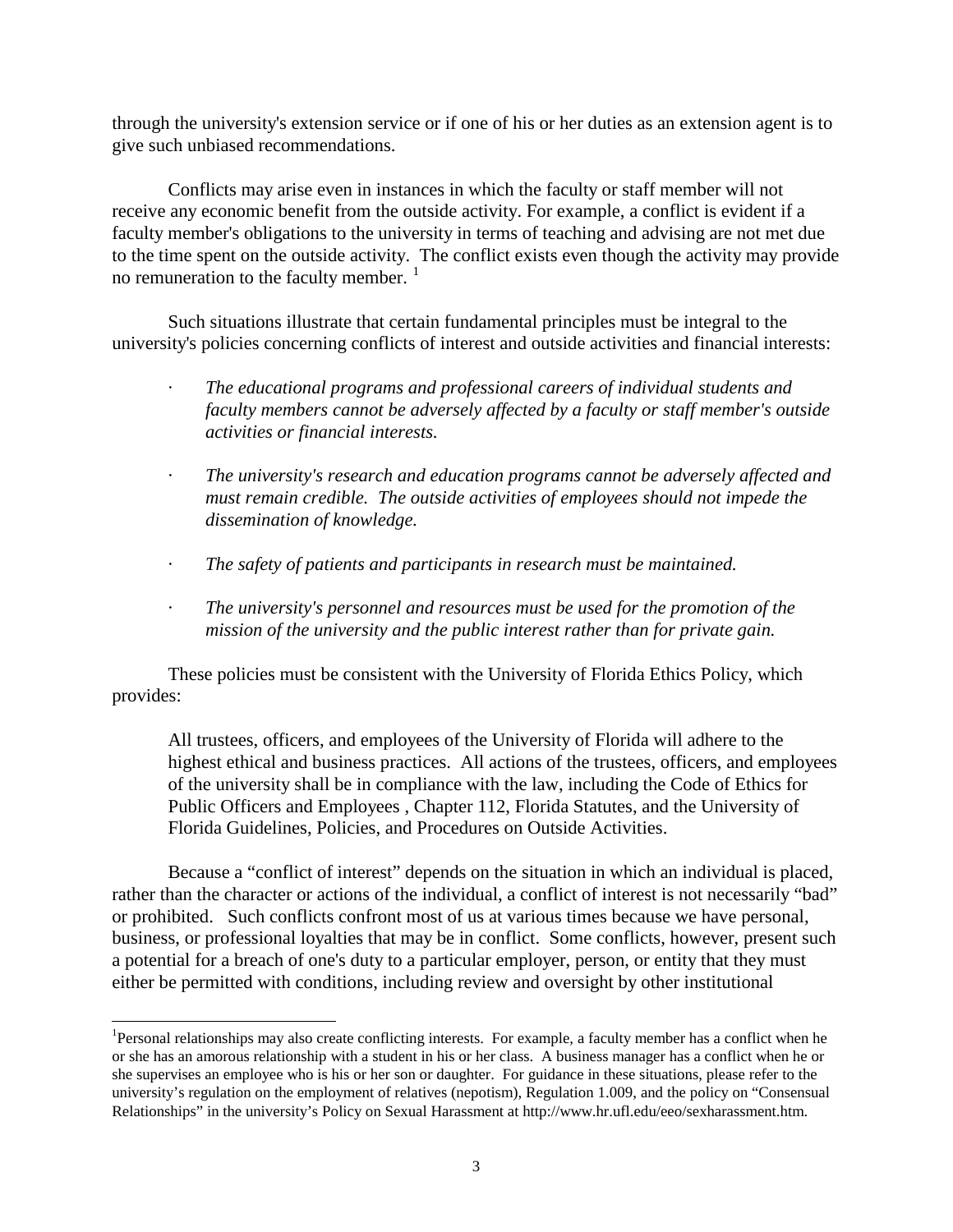through the university's extension service or if one of his or her duties as an extension agent is to give such unbiased recommendations.

Conflicts may arise even in instances in which the faculty or staff member will not receive any economic benefit from the outside activity. For example, a conflict is evident if a faculty member's obligations to the university in terms of teaching and advising are not met due to the time spent on the outside activity. The conflict exists even though the activity may provide no remuneration to the faculty member. [1]

Such situations illustrate that certain fundamental principles must be integral to the university's policies concerning conflicts of interest and outside activities and financial interests:

- *The educational programs and professional careers of individual students and faculty members cannot be adversely affected by a faculty or staff member's outside activities or financial interests.*
- *The university's research and education programs cannot be adversely affected and must remain credible. The outside activities of employees should not impede the dissemination of knowledge.*
- *The safety of patients and participants in research must be maintained.*
- *The university's personnel and resources must be used for the promotion of the mission of the university and the public interest rather than for private gain.*

These policies must be consistent with the University of Florida Ethics Policy, which provides:

> All trustees, officers, and employees of the University of Florida will adhere to the highest ethical and business practices. All actions of the trustees, officers, and employees of the university shall be in compliance with the law, including the Code of Ethics for Public Officers and Employees , Chapter 112, Florida Statutes, and the University of Florida Guidelines, Policies, and Procedures on Outside Activities.

Because a "conflict of interest" depends on the situation in which an individual is placed, rather than the character or actions of the individual, a conflict of interest is not necessarily "bad" or prohibited. Such conflicts confront most of us at various times because we have personal, business, or professional loyalties that may be in conflict. Some conflicts, however, present such a potential for a breach of one's duty to a particular employer, person, or entity that they must either be permitted with conditions, including review and oversight by other institutional

---

[1] Personal relationships may also create conflicting interests. For example, a faculty member has a conflict when he or she has an amorous relationship with a student in his or her class. A business manager has a conflict when he or she supervises an employee who is his or her son or daughter. For guidance in these situations, please refer to the university's regulation on the employment of relatives (nepotism), Regulation 1.009, and the policy on "Consensual Relationships" in the university's Policy on Sexual Harassment at http://www.hr.ufl.edu/eeo/sexharassment.htm.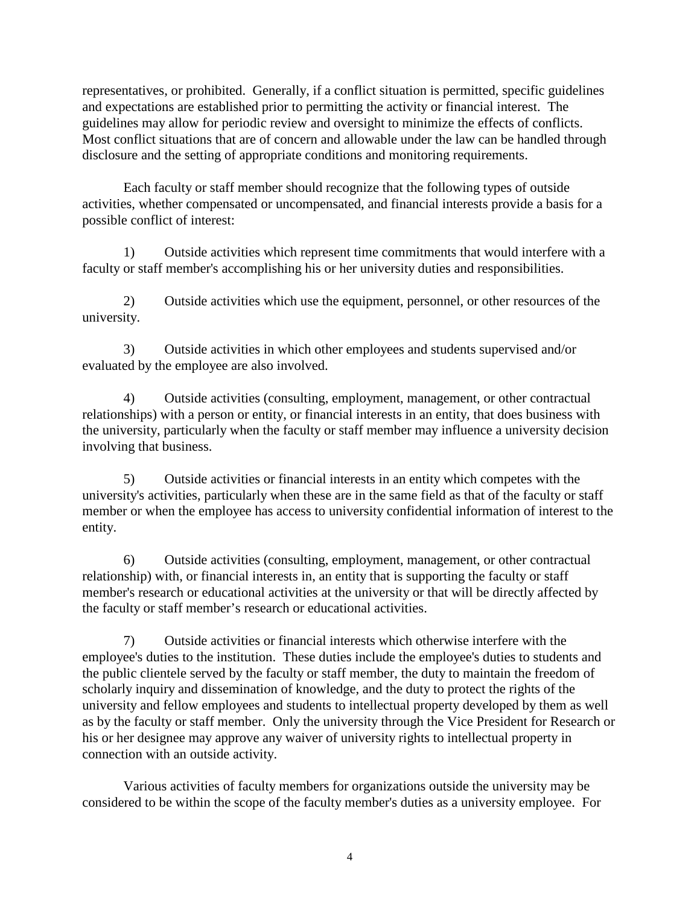representatives, or prohibited. Generally, if a conflict situation is permitted, specific guidelines and expectations are established prior to permitting the activity or financial interest. The guidelines may allow for periodic review and oversight to minimize the effects of conflicts. Most conflict situations that are of concern and allowable under the law can be handled through disclosure and the setting of appropriate conditions and monitoring requirements.

Each faculty or staff member should recognize that the following types of outside activities, whether compensated or uncompensated, and financial interests provide a basis for a possible conflict of interest:

1) Outside activities which represent time commitments that would interfere with a faculty or staff member's accomplishing his or her university duties and responsibilities.

2) Outside activities which use the equipment, personnel, or other resources of the university.

3) Outside activities in which other employees and students supervised and/or evaluated by the employee are also involved.

4) Outside activities (consulting, employment, management, or other contractual relationships) with a person or entity, or financial interests in an entity, that does business with the university, particularly when the faculty or staff member may influence a university decision involving that business.

5) Outside activities or financial interests in an entity which competes with the university's activities, particularly when these are in the same field as that of the faculty or staff member or when the employee has access to university confidential information of interest to the entity.

6) Outside activities (consulting, employment, management, or other contractual relationship) with, or financial interests in, an entity that is supporting the faculty or staff member's research or educational activities at the university or that will be directly affected by the faculty or staff member's research or educational activities.

7) Outside activities or financial interests which otherwise interfere with the employee's duties to the institution. These duties include the employee's duties to students and the public clientele served by the faculty or staff member, the duty to maintain the freedom of scholarly inquiry and dissemination of knowledge, and the duty to protect the rights of the university and fellow employees and students to intellectual property developed by them as well as by the faculty or staff member. Only the university through the Vice President for Research or his or her designee may approve any waiver of university rights to intellectual property in connection with an outside activity.

Various activities of faculty members for organizations outside the university may be considered to be within the scope of the faculty member's duties as a university employee. For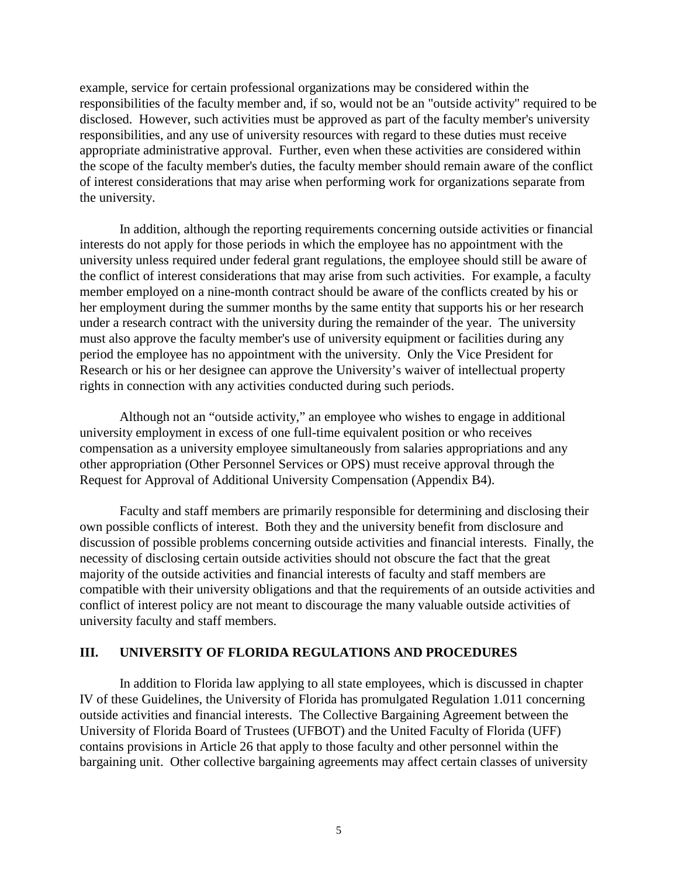example, service for certain professional organizations may be considered within the responsibilities of the faculty member and, if so, would not be an "outside activity" required to be disclosed. However, such activities must be approved as part of the faculty member's university responsibilities, and any use of university resources with regard to these duties must receive appropriate administrative approval. Further, even when these activities are considered within the scope of the faculty member's duties, the faculty member should remain aware of the conflict of interest considerations that may arise when performing work for organizations separate from the university.

In addition, although the reporting requirements concerning outside activities or financial interests do not apply for those periods in which the employee has no appointment with the university unless required under federal grant regulations, the employee should still be aware of the conflict of interest considerations that may arise from such activities. For example, a faculty member employed on a nine-month contract should be aware of the conflicts created by his or her employment during the summer months by the same entity that supports his or her research under a research contract with the university during the remainder of the year. The university must also approve the faculty member's use of university equipment or facilities during any period the employee has no appointment with the university. Only the Vice President for Research or his or her designee can approve the University's waiver of intellectual property rights in connection with any activities conducted during such periods.

Although not an "outside activity," an employee who wishes to engage in additional university employment in excess of one full-time equivalent position or who receives compensation as a university employee simultaneously from salaries appropriations and any other appropriation (Other Personnel Services or OPS) must receive approval through the Request for Approval of Additional University Compensation (Appendix B4).

Faculty and staff members are primarily responsible for determining and disclosing their own possible conflicts of interest. Both they and the university benefit from disclosure and discussion of possible problems concerning outside activities and financial interests. Finally, the necessity of disclosing certain outside activities should not obscure the fact that the great majority of the outside activities and financial interests of faculty and staff members are compatible with their university obligations and that the requirements of an outside activities and conflict of interest policy are not meant to discourage the many valuable outside activities of university faculty and staff members.

## III. UNIVERSITY OF FLORIDA REGULATIONS AND PROCEDURES

In addition to Florida law applying to all state employees, which is discussed in chapter IV of these Guidelines, the University of Florida has promulgated Regulation 1.011 concerning outside activities and financial interests. The Collective Bargaining Agreement between the University of Florida Board of Trustees (UFBOT) and the United Faculty of Florida (UFF) contains provisions in Article 26 that apply to those faculty and other personnel within the bargaining unit. Other collective bargaining agreements may affect certain classes of university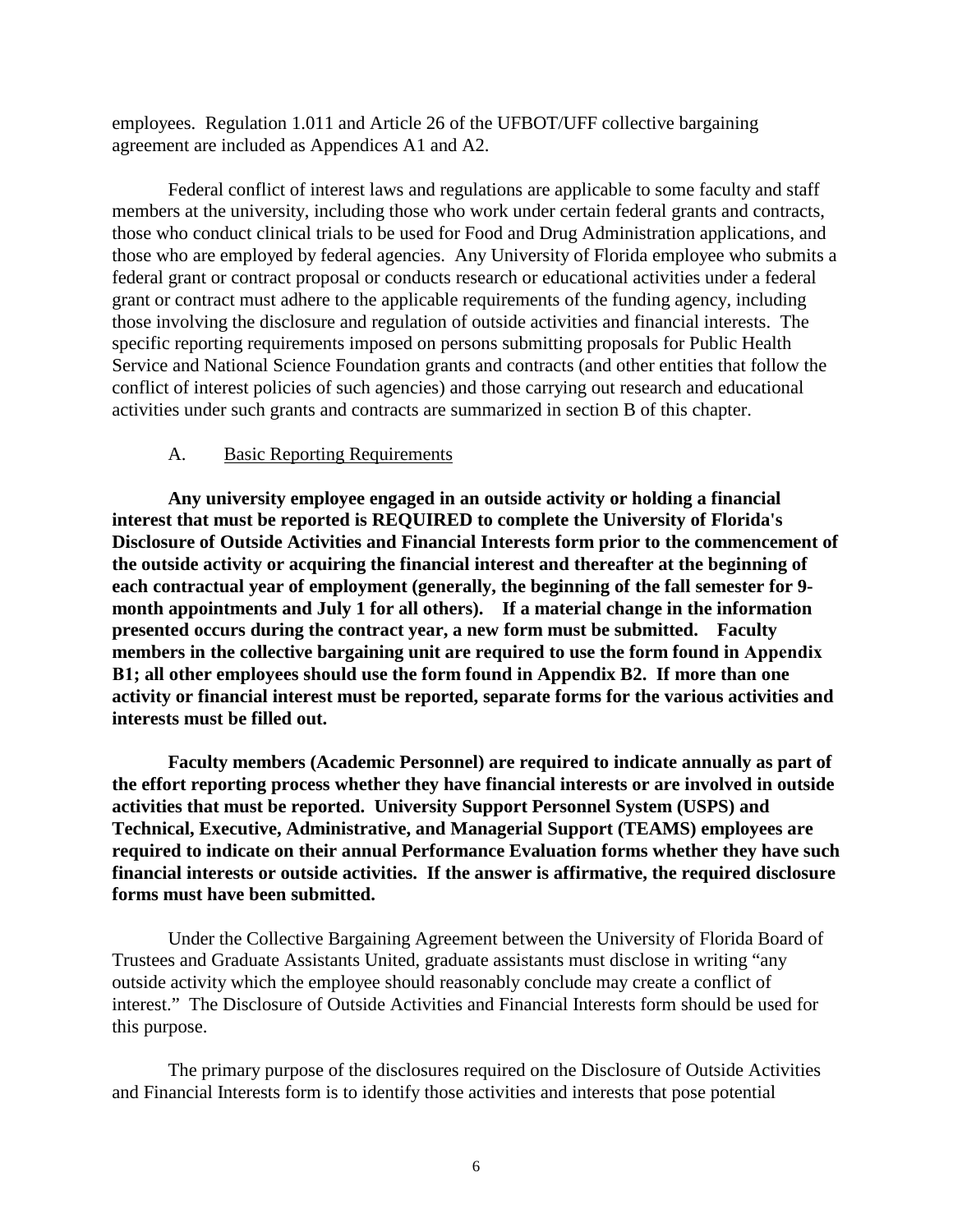employees. Regulation 1.011 and Article 26 of the UFBOT/UFF collective bargaining agreement are included as Appendices A1 and A2.

Federal conflict of interest laws and regulations are applicable to some faculty and staff members at the university, including those who work under certain federal grants and contracts, those who conduct clinical trials to be used for Food and Drug Administration applications, and those who are employed by federal agencies. Any University of Florida employee who submits a federal grant or contract proposal or conducts research or educational activities under a federal grant or contract must adhere to the applicable requirements of the funding agency, including those involving the disclosure and regulation of outside activities and financial interests. The specific reporting requirements imposed on persons submitting proposals for Public Health Service and National Science Foundation grants and contracts (and other entities that follow the conflict of interest policies of such agencies) and those carrying out research and educational activities under such grants and contracts are summarized in section B of this chapter.

## A. Basic Reporting Requirements

**Any university employee engaged in an outside activity or holding a financial interest that must be reported is REQUIRED to complete the University of Florida's Disclosure of Outside Activities and Financial Interests form prior to the commencement of the outside activity or acquiring the financial interest and thereafter at the beginning of each contractual year of employment (generally, the beginning of the fall semester for 9-month appointments and July 1 for all others). If a material change in the information presented occurs during the contract year, a new form must be submitted. Faculty members in the collective bargaining unit are required to use the form found in Appendix B1; all other employees should use the form found in Appendix B2. If more than one activity or financial interest must be reported, separate forms for the various activities and interests must be filled out.**

**Faculty members (Academic Personnel) are required to indicate annually as part of the effort reporting process whether they have financial interests or are involved in outside activities that must be reported. University Support Personnel System (USPS) and Technical, Executive, Administrative, and Managerial Support (TEAMS) employees are required to indicate on their annual Performance Evaluation forms whether they have such financial interests or outside activities. If the answer is affirmative, the required disclosure forms must have been submitted.**

Under the Collective Bargaining Agreement between the University of Florida Board of Trustees and Graduate Assistants United, graduate assistants must disclose in writing "any outside activity which the employee should reasonably conclude may create a conflict of interest." The Disclosure of Outside Activities and Financial Interests form should be used for this purpose.

The primary purpose of the disclosures required on the Disclosure of Outside Activities and Financial Interests form is to identify those activities and interests that pose potential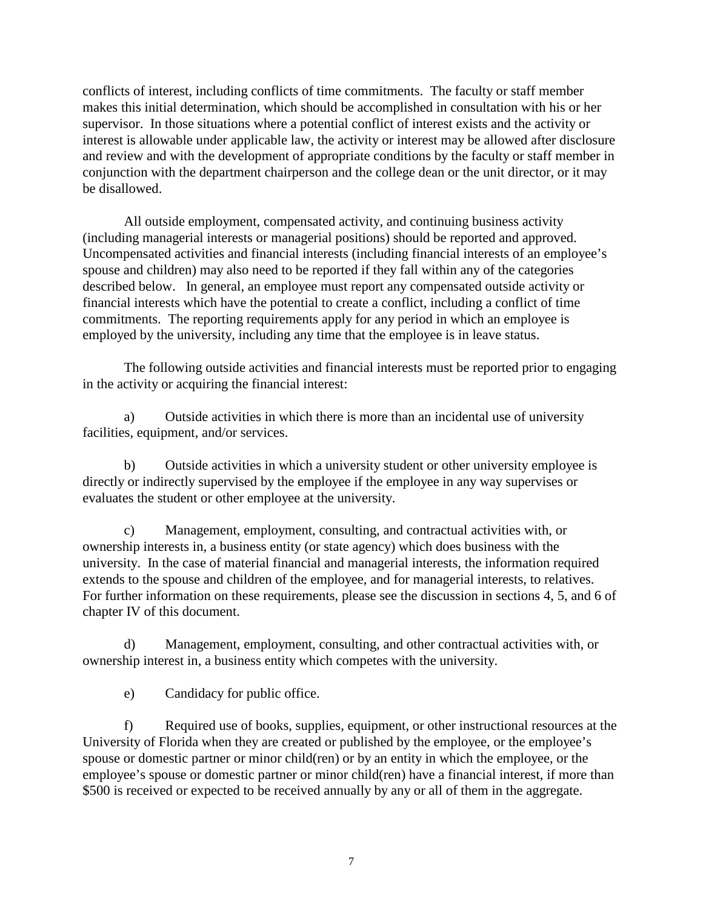conflicts of interest, including conflicts of time commitments. The faculty or staff member makes this initial determination, which should be accomplished in consultation with his or her supervisor. In those situations where a potential conflict of interest exists and the activity or interest is allowable under applicable law, the activity or interest may be allowed after disclosure and review and with the development of appropriate conditions by the faculty or staff member in conjunction with the department chairperson and the college dean or the unit director, or it may be disallowed.

All outside employment, compensated activity, and continuing business activity (including managerial interests or managerial positions) should be reported and approved. Uncompensated activities and financial interests (including financial interests of an employee's spouse and children) may also need to be reported if they fall within any of the categories described below. In general, an employee must report any compensated outside activity or financial interests which have the potential to create a conflict, including a conflict of time commitments. The reporting requirements apply for any period in which an employee is employed by the university, including any time that the employee is in leave status.

The following outside activities and financial interests must be reported prior to engaging in the activity or acquiring the financial interest:

a) Outside activities in which there is more than an incidental use of university facilities, equipment, and/or services.

b) Outside activities in which a university student or other university employee is directly or indirectly supervised by the employee if the employee in any way supervises or evaluates the student or other employee at the university.

c) Management, employment, consulting, and contractual activities with, or ownership interests in, a business entity (or state agency) which does business with the university. In the case of material financial and managerial interests, the information required extends to the spouse and children of the employee, and for managerial interests, to relatives. For further information on these requirements, please see the discussion in sections 4, 5, and 6 of chapter IV of this document.

d) Management, employment, consulting, and other contractual activities with, or ownership interest in, a business entity which competes with the university.

e) Candidacy for public office.

f) Required use of books, supplies, equipment, or other instructional resources at the University of Florida when they are created or published by the employee, or the employee's spouse or domestic partner or minor child(ren) or by an entity in which the employee, or the employee's spouse or domestic partner or minor child(ren) have a financial interest, if more than $500 is received or expected to be received annually by any or all of them in the aggregate.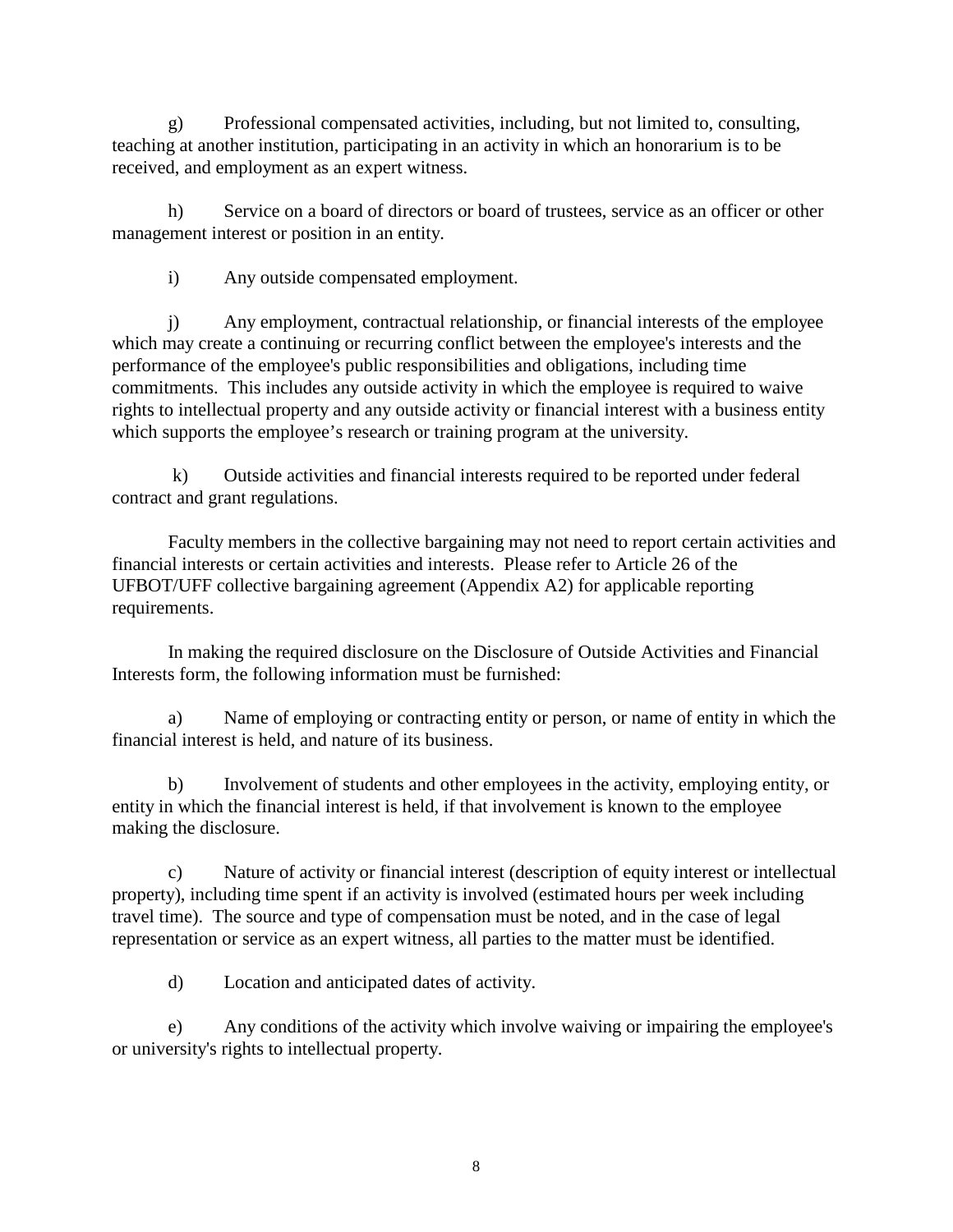g) Professional compensated activities, including, but not limited to, consulting, teaching at another institution, participating in an activity in which an honorarium is to be received, and employment as an expert witness.

h) Service on a board of directors or board of trustees, service as an officer or other management interest or position in an entity.

i) Any outside compensated employment.

j) Any employment, contractual relationship, or financial interests of the employee which may create a continuing or recurring conflict between the employee's interests and the performance of the employee's public responsibilities and obligations, including time commitments. This includes any outside activity in which the employee is required to waive rights to intellectual property and any outside activity or financial interest with a business entity which supports the employee's research or training program at the university.

k) Outside activities and financial interests required to be reported under federal contract and grant regulations.

Faculty members in the collective bargaining may not need to report certain activities and financial interests or certain activities and interests. Please refer to Article 26 of the UFBOT/UFF collective bargaining agreement (Appendix A2) for applicable reporting requirements.

In making the required disclosure on the Disclosure of Outside Activities and Financial Interests form, the following information must be furnished:

a) Name of employing or contracting entity or person, or name of entity in which the financial interest is held, and nature of its business.

b) Involvement of students and other employees in the activity, employing entity, or entity in which the financial interest is held, if that involvement is known to the employee making the disclosure.

c) Nature of activity or financial interest (description of equity interest or intellectual property), including time spent if an activity is involved (estimated hours per week including travel time). The source and type of compensation must be noted, and in the case of legal representation or service as an expert witness, all parties to the matter must be identified.

d) Location and anticipated dates of activity.

e) Any conditions of the activity which involve waiving or impairing the employee's or university's rights to intellectual property.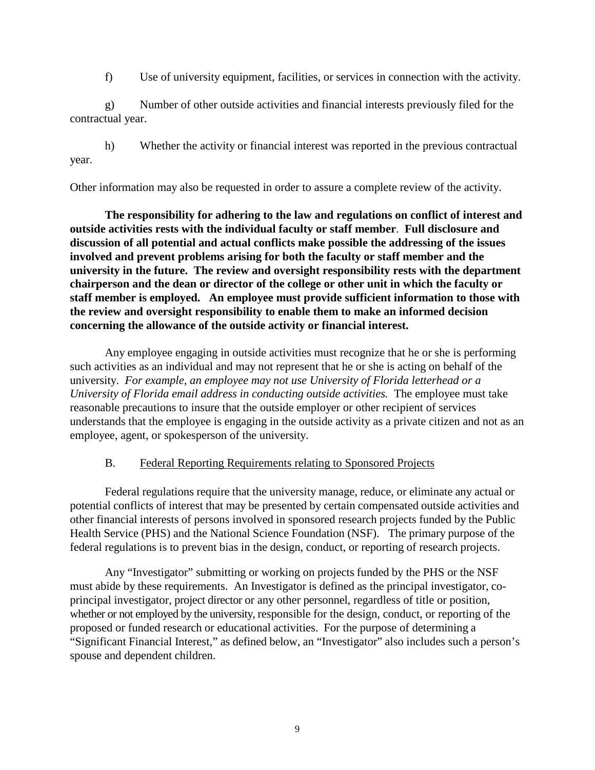f) Use of university equipment, facilities, or services in connection with the activity.

g) Number of other outside activities and financial interests previously filed for the contractual year.

h) Whether the activity or financial interest was reported in the previous contractual year.

Other information may also be requested in order to assure a complete review of the activity.

**The responsibility for adhering to the law and regulations on conflict of interest and outside activities rests with the individual faculty or staff member**. **Full disclosure and discussion of all potential and actual conflicts make possible the addressing of the issues involved and prevent problems arising for both the faculty or staff member and the university in the future. The review and oversight responsibility rests with the department chairperson and the dean or director of the college or other unit in which the faculty or staff member is employed. An employee must provide sufficient information to those with the review and oversight responsibility to enable them to make an informed decision concerning the allowance of the outside activity or financial interest.**

Any employee engaging in outside activities must recognize that he or she is performing such activities as an individual and may not represent that he or she is acting on behalf of the university. *For example, an employee may not use University of Florida letterhead or a University of Florida email address in conducting outside activities.* The employee must take reasonable precautions to insure that the outside employer or other recipient of services understands that the employee is engaging in the outside activity as a private citizen and not as an employee, agent, or spokesperson of the university.

### B. Federal Reporting Requirements relating to Sponsored Projects

Federal regulations require that the university manage, reduce, or eliminate any actual or potential conflicts of interest that may be presented by certain compensated outside activities and other financial interests of persons involved in sponsored research projects funded by the Public Health Service (PHS) and the National Science Foundation (NSF). The primary purpose of the federal regulations is to prevent bias in the design, conduct, or reporting of research projects.

Any "Investigator" submitting or working on projects funded by the PHS or the NSF must abide by these requirements. An Investigator is defined as the principal investigator, co-principal investigator, project director or any other personnel, regardless of title or position, whether or not employed by the university, responsible for the design, conduct, or reporting of the proposed or funded research or educational activities. For the purpose of determining a "Significant Financial Interest," as defined below, an "Investigator" also includes such a person's spouse and dependent children.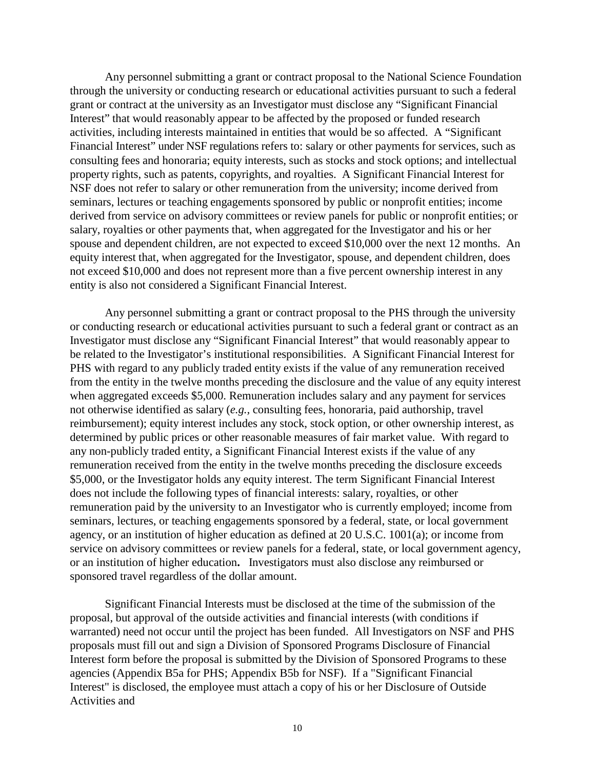Any personnel submitting a grant or contract proposal to the National Science Foundation through the university or conducting research or educational activities pursuant to such a federal grant or contract at the university as an Investigator must disclose any “Significant Financial Interest” that would reasonably appear to be affected by the proposed or funded research activities, including interests maintained in entities that would be so affected. A “Significant Financial Interest” under NSF regulations refers to: salary or other payments for services, such as consulting fees and honoraria; equity interests, such as stocks and stock options; and intellectual property rights, such as patents, copyrights, and royalties. A Significant Financial Interest for NSF does not refer to salary or other remuneration from the university; income derived from seminars, lectures or teaching engagements sponsored by public or nonprofit entities; income derived from service on advisory committees or review panels for public or nonprofit entities; or salary, royalties or other payments that, when aggregated for the Investigator and his or her spouse and dependent children, are not expected to exceed $10,000 over the next 12 months. An equity interest that, when aggregated for the Investigator, spouse, and dependent children, does not exceed $10,000 and does not represent more than a five percent ownership interest in any entity is also not considered a Significant Financial Interest.

Any personnel submitting a grant or contract proposal to the PHS through the university or conducting research or educational activities pursuant to such a federal grant or contract as an Investigator must disclose any “Significant Financial Interest” that would reasonably appear to be related to the Investigator’s institutional responsibilities. A Significant Financial Interest for PHS with regard to any publicly traded entity exists if the value of any remuneration received from the entity in the twelve months preceding the disclosure and the value of any equity interest when aggregated exceeds $5,000. Remuneration includes salary and any payment for services not otherwise identified as salary (*e.g.,* consulting fees, honoraria, paid authorship, travel reimbursement); equity interest includes any stock, stock option, or other ownership interest, as determined by public prices or other reasonable measures of fair market value. With regard to any non-publicly traded entity, a Significant Financial Interest exists if the value of any remuneration received from the entity in the twelve months preceding the disclosure exceeds $5,000, or the Investigator holds any equity interest. The term Significant Financial Interest does not include the following types of financial interests: salary, royalties, or other remuneration paid by the university to an Investigator who is currently employed; income from seminars, lectures, or teaching engagements sponsored by a federal, state, or local government agency, or an institution of higher education as defined at 20 U.S.C. 1001(a); or income from service on advisory committees or review panels for a federal, state, or local government agency, or an institution of higher education**.** Investigators must also disclose any reimbursed or sponsored travel regardless of the dollar amount.

Significant Financial Interests must be disclosed at the time of the submission of the proposal, but approval of the outside activities and financial interests (with conditions if warranted) need not occur until the project has been funded. All Investigators on NSF and PHS proposals must fill out and sign a Division of Sponsored Programs Disclosure of Financial Interest form before the proposal is submitted by the Division of Sponsored Programs to these agencies (Appendix B5a for PHS; Appendix B5b for NSF). If a "Significant Financial Interest" is disclosed, the employee must attach a copy of his or her Disclosure of Outside Activities and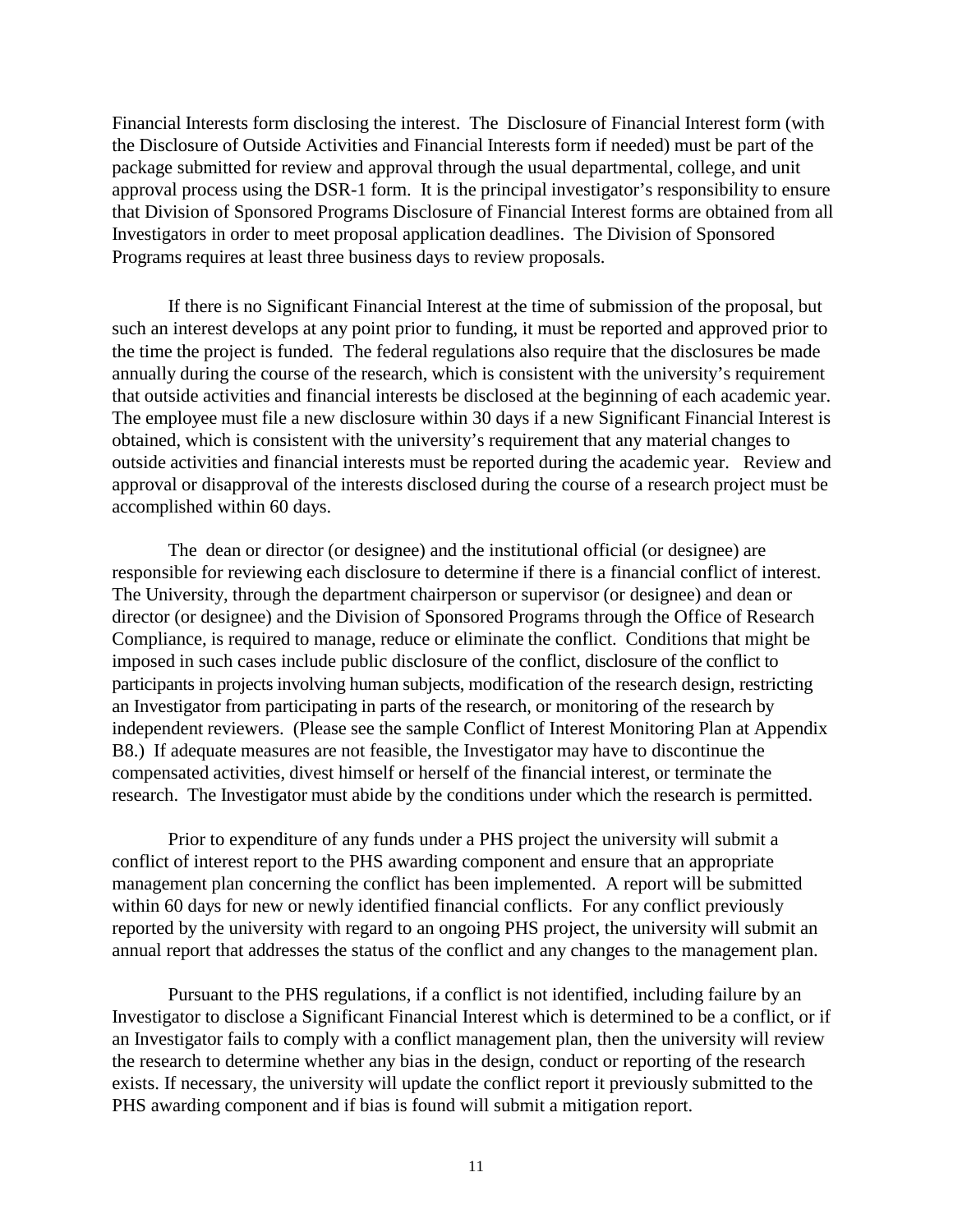Financial Interests form disclosing the interest. The Disclosure of Financial Interest form (with the Disclosure of Outside Activities and Financial Interests form if needed) must be part of the package submitted for review and approval through the usual departmental, college, and unit approval process using the DSR-1 form. It is the principal investigator's responsibility to ensure that Division of Sponsored Programs Disclosure of Financial Interest forms are obtained from all Investigators in order to meet proposal application deadlines. The Division of Sponsored Programs requires at least three business days to review proposals.

If there is no Significant Financial Interest at the time of submission of the proposal, but such an interest develops at any point prior to funding, it must be reported and approved prior to the time the project is funded. The federal regulations also require that the disclosures be made annually during the course of the research, which is consistent with the university's requirement that outside activities and financial interests be disclosed at the beginning of each academic year. The employee must file a new disclosure within 30 days if a new Significant Financial Interest is obtained, which is consistent with the university's requirement that any material changes to outside activities and financial interests must be reported during the academic year. Review and approval or disapproval of the interests disclosed during the course of a research project must be accomplished within 60 days.

The dean or director (or designee) and the institutional official (or designee) are responsible for reviewing each disclosure to determine if there is a financial conflict of interest. The University, through the department chairperson or supervisor (or designee) and dean or director (or designee) and the Division of Sponsored Programs through the Office of Research Compliance, is required to manage, reduce or eliminate the conflict. Conditions that might be imposed in such cases include public disclosure of the conflict, disclosure of the conflict to participants in projects involving human subjects, modification of the research design, restricting an Investigator from participating in parts of the research, or monitoring of the research by independent reviewers. (Please see the sample Conflict of Interest Monitoring Plan at Appendix B8.) If adequate measures are not feasible, the Investigator may have to discontinue the compensated activities, divest himself or herself of the financial interest, or terminate the research. The Investigator must abide by the conditions under which the research is permitted.

Prior to expenditure of any funds under a PHS project the university will submit a conflict of interest report to the PHS awarding component and ensure that an appropriate management plan concerning the conflict has been implemented. A report will be submitted within 60 days for new or newly identified financial conflicts. For any conflict previously reported by the university with regard to an ongoing PHS project, the university will submit an annual report that addresses the status of the conflict and any changes to the management plan.

Pursuant to the PHS regulations, if a conflict is not identified, including failure by an Investigator to disclose a Significant Financial Interest which is determined to be a conflict, or if an Investigator fails to comply with a conflict management plan, then the university will review the research to determine whether any bias in the design, conduct or reporting of the research exists. If necessary, the university will update the conflict report it previously submitted to the PHS awarding component and if bias is found will submit a mitigation report.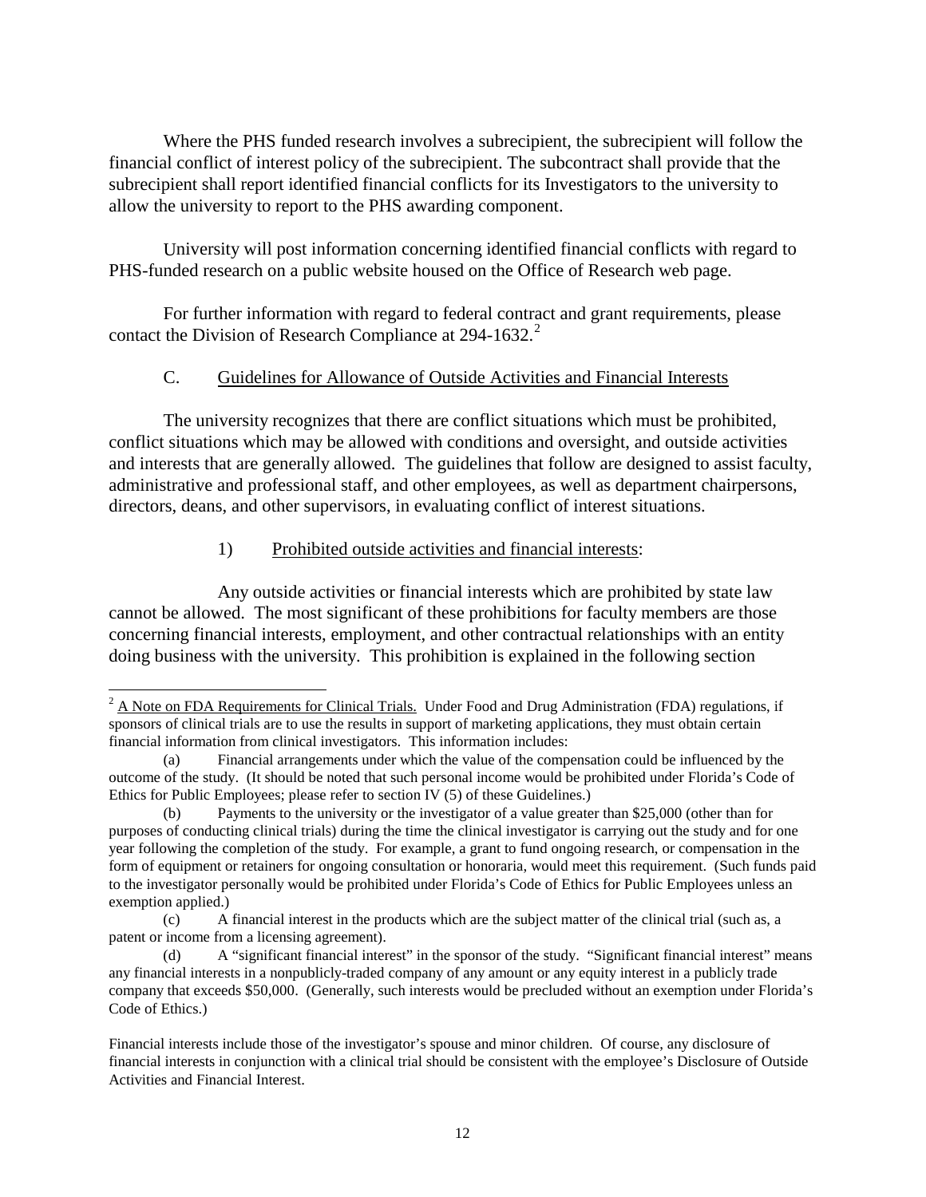Where the PHS funded research involves a subrecipient, the subrecipient will follow the financial conflict of interest policy of the subrecipient. The subcontract shall provide that the subrecipient shall report identified financial conflicts for its Investigators to the university to allow the university to report to the PHS awarding component.

University will post information concerning identified financial conflicts with regard to PHS-funded research on a public website housed on the Office of Research web page.

For further information with regard to federal contract and grant requirements, please contact the Division of Research Compliance at 294-1632.[2]

C. <u>Guidelines for Allowance of Outside Activities and Financial Interests</u>

The university recognizes that there are conflict situations which must be prohibited, conflict situations which may be allowed with conditions and oversight, and outside activities and interests that are generally allowed. The guidelines that follow are designed to assist faculty, administrative and professional staff, and other employees, as well as department chairpersons, directors, deans, and other supervisors, in evaluating conflict of interest situations.

1) <u>Prohibited outside activities and financial interests</u>:

Any outside activities or financial interests which are prohibited by state law cannot be allowed. The most significant of these prohibitions for faculty members are those concerning financial interests, employment, and other contractual relationships with an entity doing business with the university. This prohibition is explained in the following section

---

[2] <u>A Note on FDA Requirements for Clinical Trials.</u> Under Food and Drug Administration (FDA) regulations, if sponsors of clinical trials are to use the results in support of marketing applications, they must obtain certain financial information from clinical investigators. This information includes:

(a) Financial arrangements under which the value of the compensation could be influenced by the outcome of the study. (It should be noted that such personal income would be prohibited under Florida's Code of Ethics for Public Employees; please refer to section IV (5) of these Guidelines.)

(b) Payments to the university or the investigator of a value greater than $25,000 (other than for purposes of conducting clinical trials) during the time the clinical investigator is carrying out the study and for one year following the completion of the study. For example, a grant to fund ongoing research, or compensation in the form of equipment or retainers for ongoing consultation or honoraria, would meet this requirement. (Such funds paid to the investigator personally would be prohibited under Florida's Code of Ethics for Public Employees unless an exemption applied.)

(c) A financial interest in the products which are the subject matter of the clinical trial (such as, a patent or income from a licensing agreement).

(d) A "significant financial interest" in the sponsor of the study. "Significant financial interest" means any financial interests in a nonpublicly-traded company of any amount or any equity interest in a publicly trade company that exceeds $50,000. (Generally, such interests would be precluded without an exemption under Florida's Code of Ethics.)

Financial interests include those of the investigator's spouse and minor children. Of course, any disclosure of financial interests in conjunction with a clinical trial should be consistent with the employee's Disclosure of Outside Activities and Financial Interest.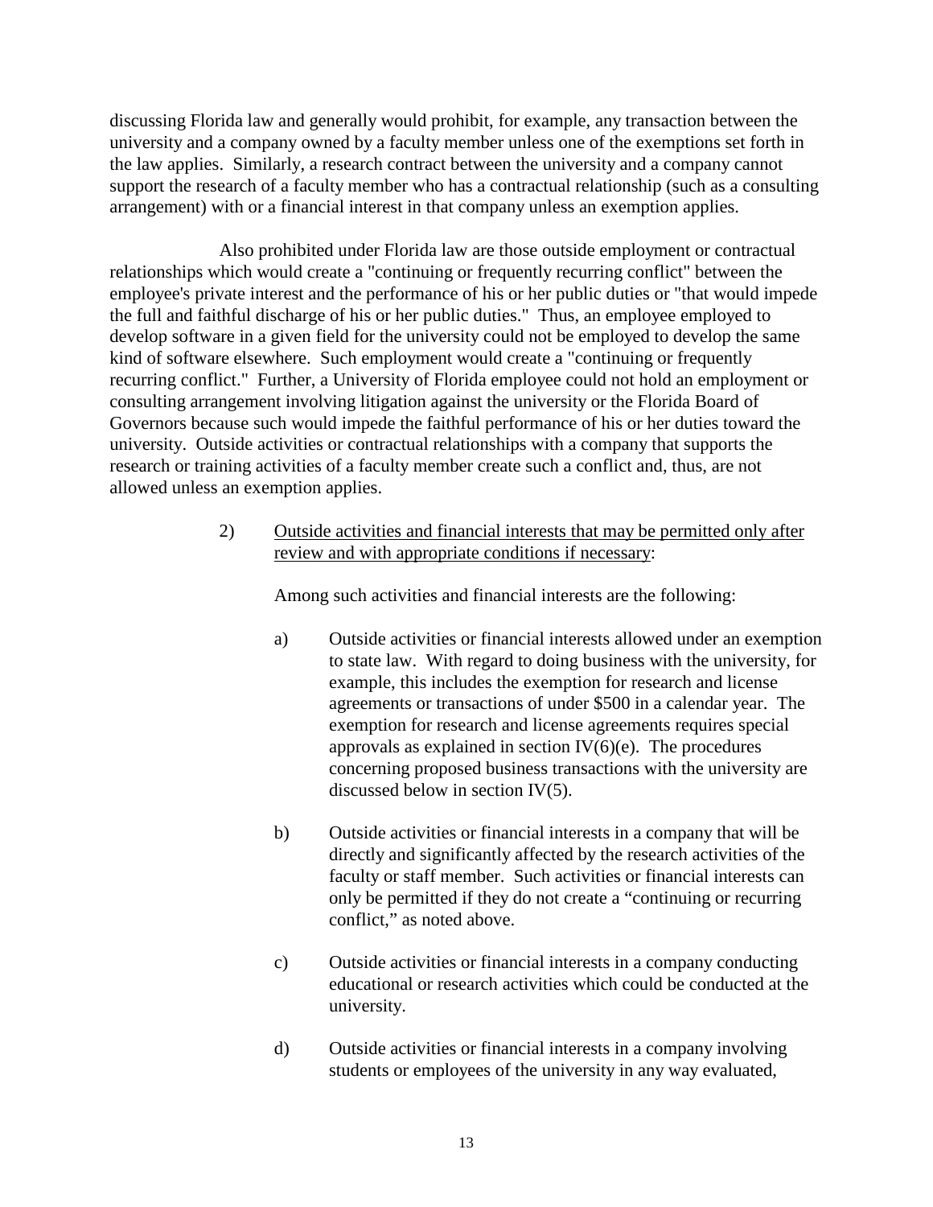discussing Florida law and generally would prohibit, for example, any transaction between the university and a company owned by a faculty member unless one of the exemptions set forth in the law applies. Similarly, a research contract between the university and a company cannot support the research of a faculty member who has a contractual relationship (such as a consulting arrangement) with or a financial interest in that company unless an exemption applies.

Also prohibited under Florida law are those outside employment or contractual relationships which would create a "continuing or frequently recurring conflict" between the employee's private interest and the performance of his or her public duties or "that would impede the full and faithful discharge of his or her public duties." Thus, an employee employed to develop software in a given field for the university could not be employed to develop the same kind of software elsewhere. Such employment would create a "continuing or frequently recurring conflict." Further, a University of Florida employee could not hold an employment or consulting arrangement involving litigation against the university or the Florida Board of Governors because such would impede the faithful performance of his or her duties toward the university. Outside activities or contractual relationships with a company that supports the research or training activities of a faculty member create such a conflict and, thus, are not allowed unless an exemption applies.

2) <u>Outside activities and financial interests that may be permitted only after review and with appropriate conditions if necessary</u>:

Among such activities and financial interests are the following:

a) Outside activities or financial interests allowed under an exemption to state law. With regard to doing business with the university, for example, this includes the exemption for research and license agreements or transactions of under $500 in a calendar year. The exemption for research and license agreements requires special approvals as explained in section IV(6)(e). The procedures concerning proposed business transactions with the university are discussed below in section IV(5).

b) Outside activities or financial interests in a company that will be directly and significantly affected by the research activities of the faculty or staff member. Such activities or financial interests can only be permitted if they do not create a "continuing or recurring conflict," as noted above.

c) Outside activities or financial interests in a company conducting educational or research activities which could be conducted at the university.

d) Outside activities or financial interests in a company involving students or employees of the university in any way evaluated,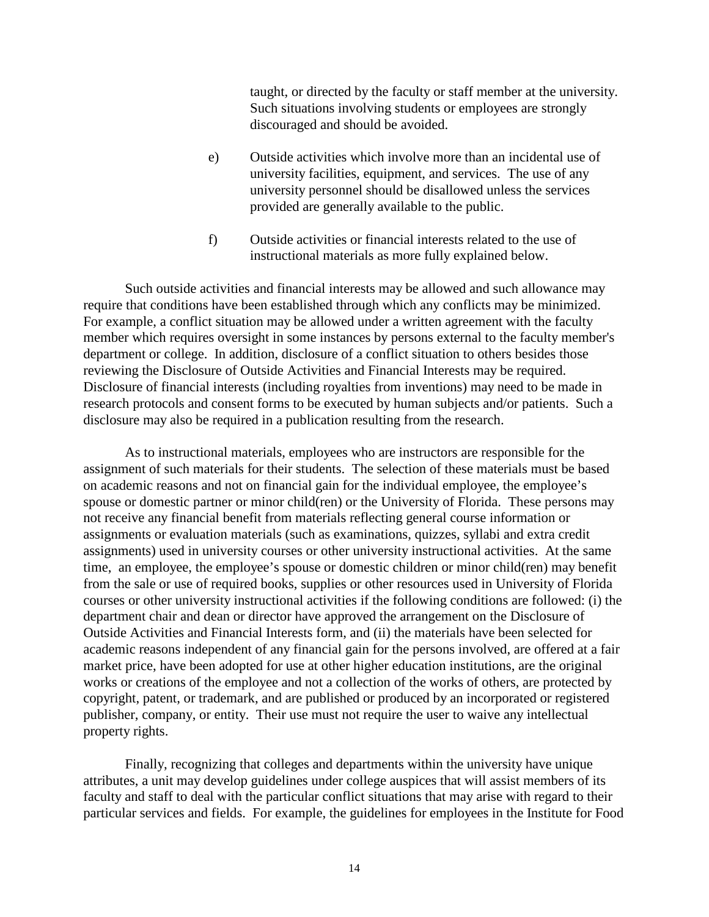taught, or directed by the faculty or staff member at the university. Such situations involving students or employees are strongly discouraged and should be avoided.

e) Outside activities which involve more than an incidental use of university facilities, equipment, and services. The use of any university personnel should be disallowed unless the services provided are generally available to the public.

f) Outside activities or financial interests related to the use of instructional materials as more fully explained below.

Such outside activities and financial interests may be allowed and such allowance may require that conditions have been established through which any conflicts may be minimized. For example, a conflict situation may be allowed under a written agreement with the faculty member which requires oversight in some instances by persons external to the faculty member's department or college. In addition, disclosure of a conflict situation to others besides those reviewing the Disclosure of Outside Activities and Financial Interests may be required. Disclosure of financial interests (including royalties from inventions) may need to be made in research protocols and consent forms to be executed by human subjects and/or patients. Such a disclosure may also be required in a publication resulting from the research.

As to instructional materials, employees who are instructors are responsible for the assignment of such materials for their students. The selection of these materials must be based on academic reasons and not on financial gain for the individual employee, the employee's spouse or domestic partner or minor child(ren) or the University of Florida. These persons may not receive any financial benefit from materials reflecting general course information or assignments or evaluation materials (such as examinations, quizzes, syllabi and extra credit assignments) used in university courses or other university instructional activities. At the same time, an employee, the employee's spouse or domestic children or minor child(ren) may benefit from the sale or use of required books, supplies or other resources used in University of Florida courses or other university instructional activities if the following conditions are followed: (i) the department chair and dean or director have approved the arrangement on the Disclosure of Outside Activities and Financial Interests form, and (ii) the materials have been selected for academic reasons independent of any financial gain for the persons involved, are offered at a fair market price, have been adopted for use at other higher education institutions, are the original works or creations of the employee and not a collection of the works of others, are protected by copyright, patent, or trademark, and are published or produced by an incorporated or registered publisher, company, or entity. Their use must not require the user to waive any intellectual property rights.

Finally, recognizing that colleges and departments within the university have unique attributes, a unit may develop guidelines under college auspices that will assist members of its faculty and staff to deal with the particular conflict situations that may arise with regard to their particular services and fields. For example, the guidelines for employees in the Institute for Food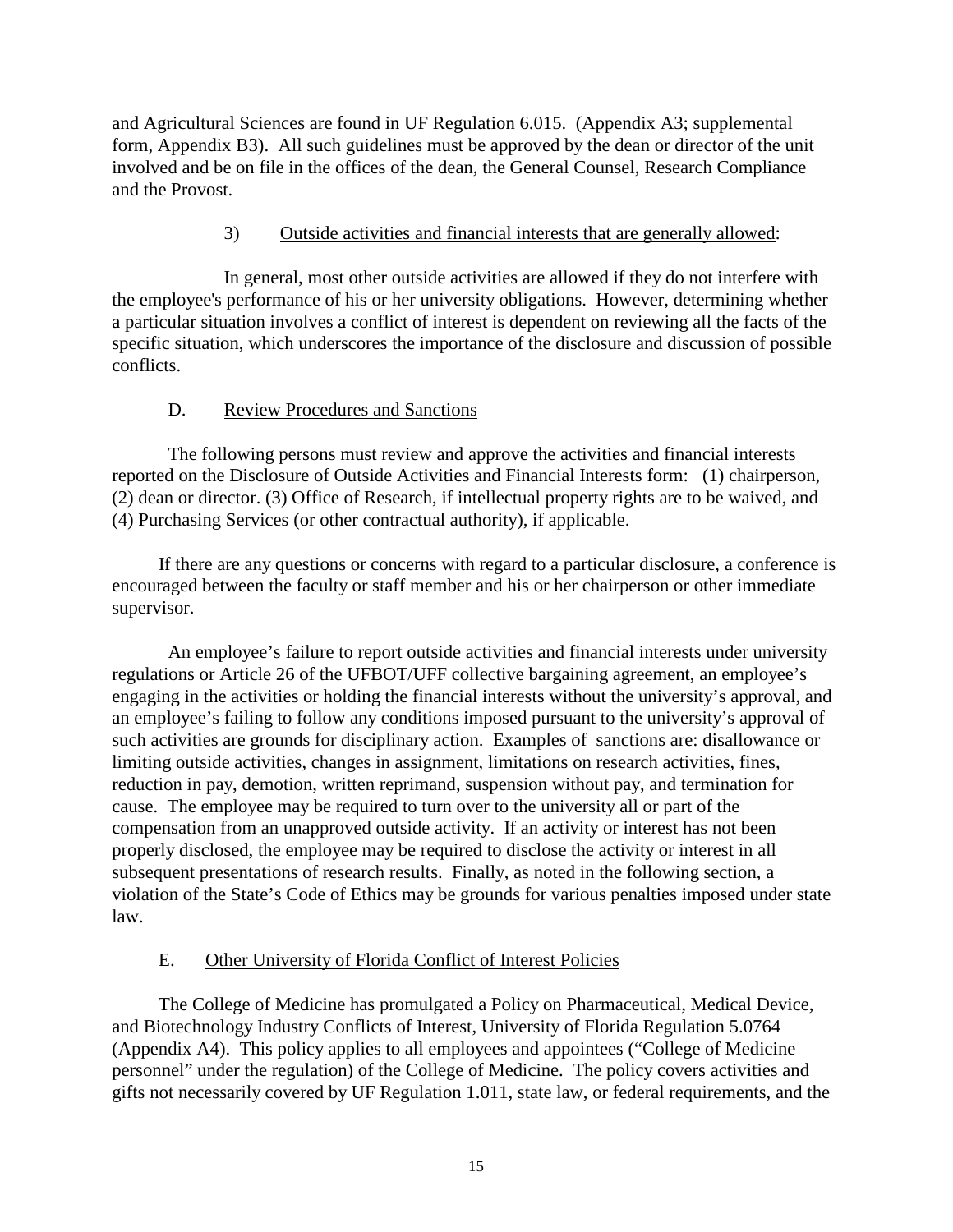and Agricultural Sciences are found in UF Regulation 6.015. (Appendix A3; supplemental form, Appendix B3). All such guidelines must be approved by the dean or director of the unit involved and be on file in the offices of the dean, the General Counsel, Research Compliance and the Provost.

3) Outside activities and financial interests that are generally allowed:

In general, most other outside activities are allowed if they do not interfere with the employee's performance of his or her university obligations. However, determining whether a particular situation involves a conflict of interest is dependent on reviewing all the facts of the specific situation, which underscores the importance of the disclosure and discussion of possible conflicts.

D. Review Procedures and Sanctions

The following persons must review and approve the activities and financial interests reported on the Disclosure of Outside Activities and Financial Interests form: (1) chairperson, (2) dean or director. (3) Office of Research, if intellectual property rights are to be waived, and (4) Purchasing Services (or other contractual authority), if applicable.

If there are any questions or concerns with regard to a particular disclosure, a conference is encouraged between the faculty or staff member and his or her chairperson or other immediate supervisor.

An employee's failure to report outside activities and financial interests under university regulations or Article 26 of the UFBOT/UFF collective bargaining agreement, an employee's engaging in the activities or holding the financial interests without the university's approval, and an employee's failing to follow any conditions imposed pursuant to the university's approval of such activities are grounds for disciplinary action. Examples of sanctions are: disallowance or limiting outside activities, changes in assignment, limitations on research activities, fines, reduction in pay, demotion, written reprimand, suspension without pay, and termination for cause. The employee may be required to turn over to the university all or part of the compensation from an unapproved outside activity. If an activity or interest has not been properly disclosed, the employee may be required to disclose the activity or interest in all subsequent presentations of research results. Finally, as noted in the following section, a violation of the State's Code of Ethics may be grounds for various penalties imposed under state law.

E. Other University of Florida Conflict of Interest Policies

The College of Medicine has promulgated a Policy on Pharmaceutical, Medical Device, and Biotechnology Industry Conflicts of Interest, University of Florida Regulation 5.0764 (Appendix A4). This policy applies to all employees and appointees ("College of Medicine personnel" under the regulation) of the College of Medicine. The policy covers activities and gifts not necessarily covered by UF Regulation 1.011, state law, or federal requirements, and the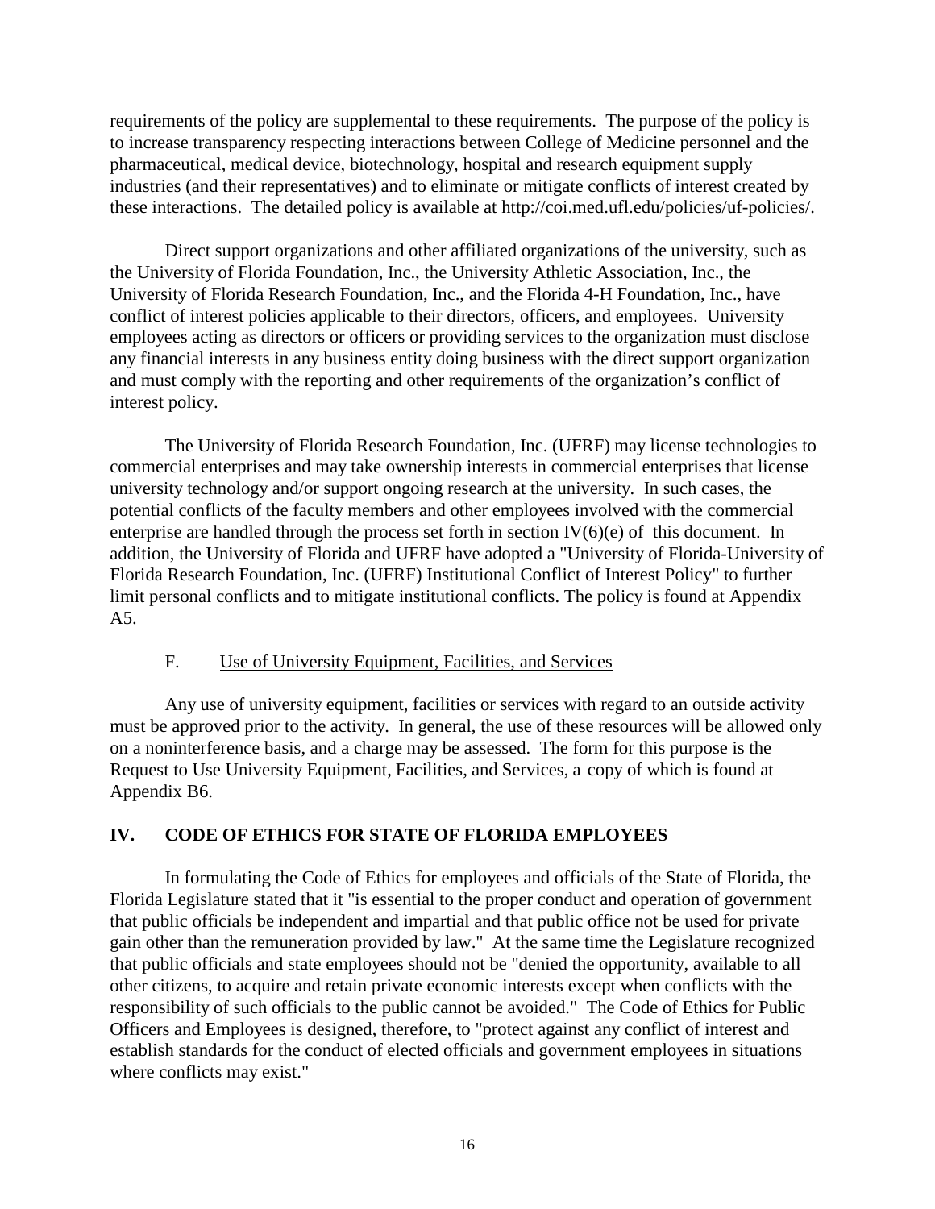requirements of the policy are supplemental to these requirements. The purpose of the policy is to increase transparency respecting interactions between College of Medicine personnel and the pharmaceutical, medical device, biotechnology, hospital and research equipment supply industries (and their representatives) and to eliminate or mitigate conflicts of interest created by these interactions. The detailed policy is available at http://coi.med.ufl.edu/policies/uf-policies/.

Direct support organizations and other affiliated organizations of the university, such as the University of Florida Foundation, Inc., the University Athletic Association, Inc., the University of Florida Research Foundation, Inc., and the Florida 4-H Foundation, Inc., have conflict of interest policies applicable to their directors, officers, and employees. University employees acting as directors or officers or providing services to the organization must disclose any financial interests in any business entity doing business with the direct support organization and must comply with the reporting and other requirements of the organization's conflict of interest policy.

The University of Florida Research Foundation, Inc. (UFRF) may license technologies to commercial enterprises and may take ownership interests in commercial enterprises that license university technology and/or support ongoing research at the university. In such cases, the potential conflicts of the faculty members and other employees involved with the commercial enterprise are handled through the process set forth in section IV(6)(e) of this document. In addition, the University of Florida and UFRF have adopted a "University of Florida-University of Florida Research Foundation, Inc. (UFRF) Institutional Conflict of Interest Policy" to further limit personal conflicts and to mitigate institutional conflicts. The policy is found at Appendix A5.

### F. Use of University Equipment, Facilities, and Services

Any use of university equipment, facilities or services with regard to an outside activity must be approved prior to the activity. In general, the use of these resources will be allowed only on a noninterference basis, and a charge may be assessed. The form for this purpose is the Request to Use University Equipment, Facilities, and Services, a copy of which is found at Appendix B6.

## IV. CODE OF ETHICS FOR STATE OF FLORIDA EMPLOYEES

In formulating the Code of Ethics for employees and officials of the State of Florida, the Florida Legislature stated that it "is essential to the proper conduct and operation of government that public officials be independent and impartial and that public office not be used for private gain other than the remuneration provided by law." At the same time the Legislature recognized that public officials and state employees should not be "denied the opportunity, available to all other citizens, to acquire and retain private economic interests except when conflicts with the responsibility of such officials to the public cannot be avoided." The Code of Ethics for Public Officers and Employees is designed, therefore, to "protect against any conflict of interest and establish standards for the conduct of elected officials and government employees in situations where conflicts may exist."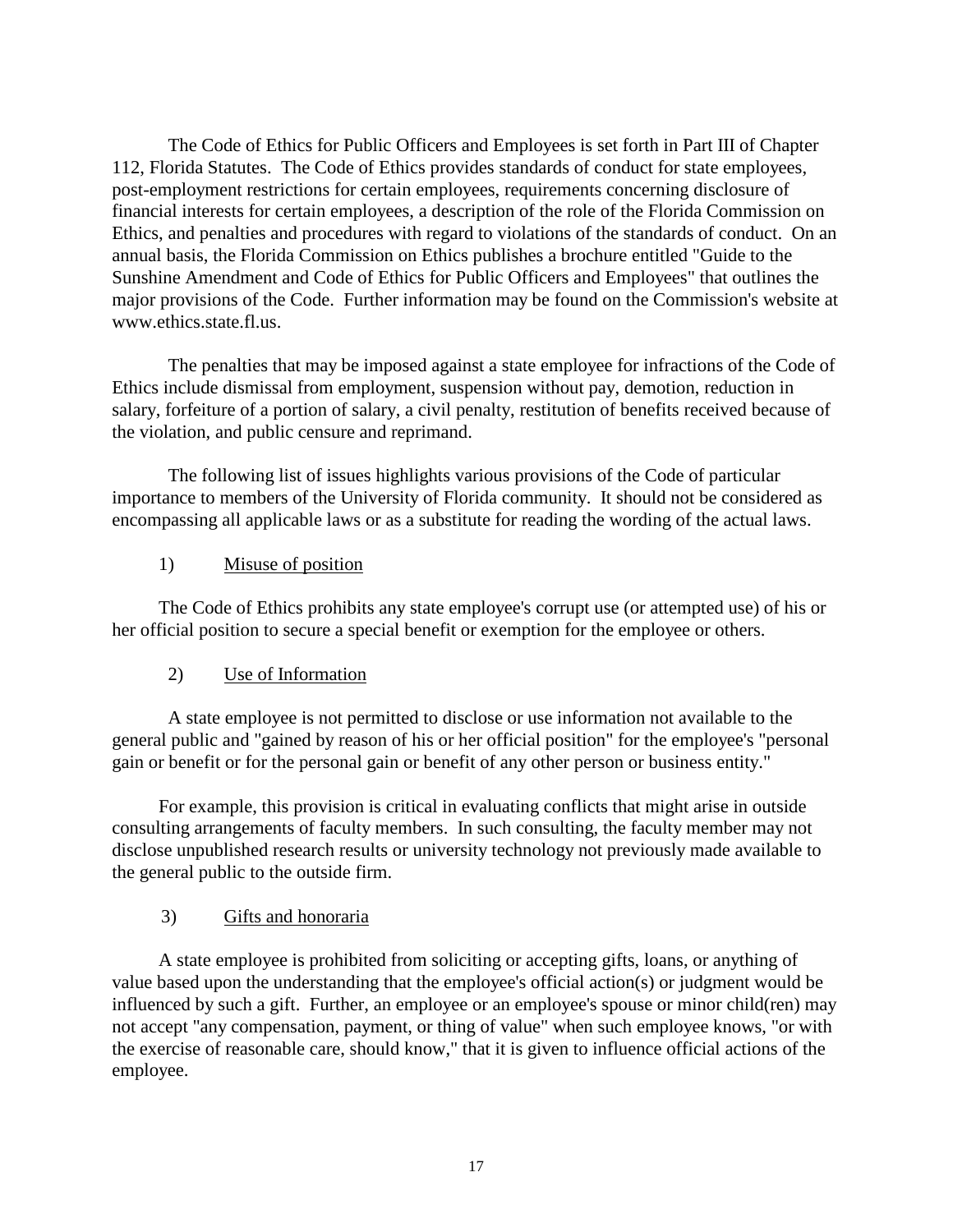The Code of Ethics for Public Officers and Employees is set forth in Part III of Chapter 112, Florida Statutes. The Code of Ethics provides standards of conduct for state employees, post-employment restrictions for certain employees, requirements concerning disclosure of financial interests for certain employees, a description of the role of the Florida Commission on Ethics, and penalties and procedures with regard to violations of the standards of conduct. On an annual basis, the Florida Commission on Ethics publishes a brochure entitled "Guide to the Sunshine Amendment and Code of Ethics for Public Officers and Employees" that outlines the major provisions of the Code. Further information may be found on the Commission's website at www.ethics.state.fl.us.

The penalties that may be imposed against a state employee for infractions of the Code of Ethics include dismissal from employment, suspension without pay, demotion, reduction in salary, forfeiture of a portion of salary, a civil penalty, restitution of benefits received because of the violation, and public censure and reprimand.

The following list of issues highlights various provisions of the Code of particular importance to members of the University of Florida community. It should not be considered as encompassing all applicable laws or as a substitute for reading the wording of the actual laws.

1) <u>Misuse of position</u>

The Code of Ethics prohibits any state employee's corrupt use (or attempted use) of his or her official position to secure a special benefit or exemption for the employee or others.

2) <u>Use of Information</u>

A state employee is not permitted to disclose or use information not available to the general public and "gained by reason of his or her official position" for the employee's "personal gain or benefit or for the personal gain or benefit of any other person or business entity."

For example, this provision is critical in evaluating conflicts that might arise in outside consulting arrangements of faculty members. In such consulting, the faculty member may not disclose unpublished research results or university technology not previously made available to the general public to the outside firm.

3) <u>Gifts and honoraria</u>

A state employee is prohibited from soliciting or accepting gifts, loans, or anything of value based upon the understanding that the employee's official action(s) or judgment would be influenced by such a gift. Further, an employee or an employee's spouse or minor child(ren) may not accept "any compensation, payment, or thing of value" when such employee knows, "or with the exercise of reasonable care, should know," that it is given to influence official actions of the employee.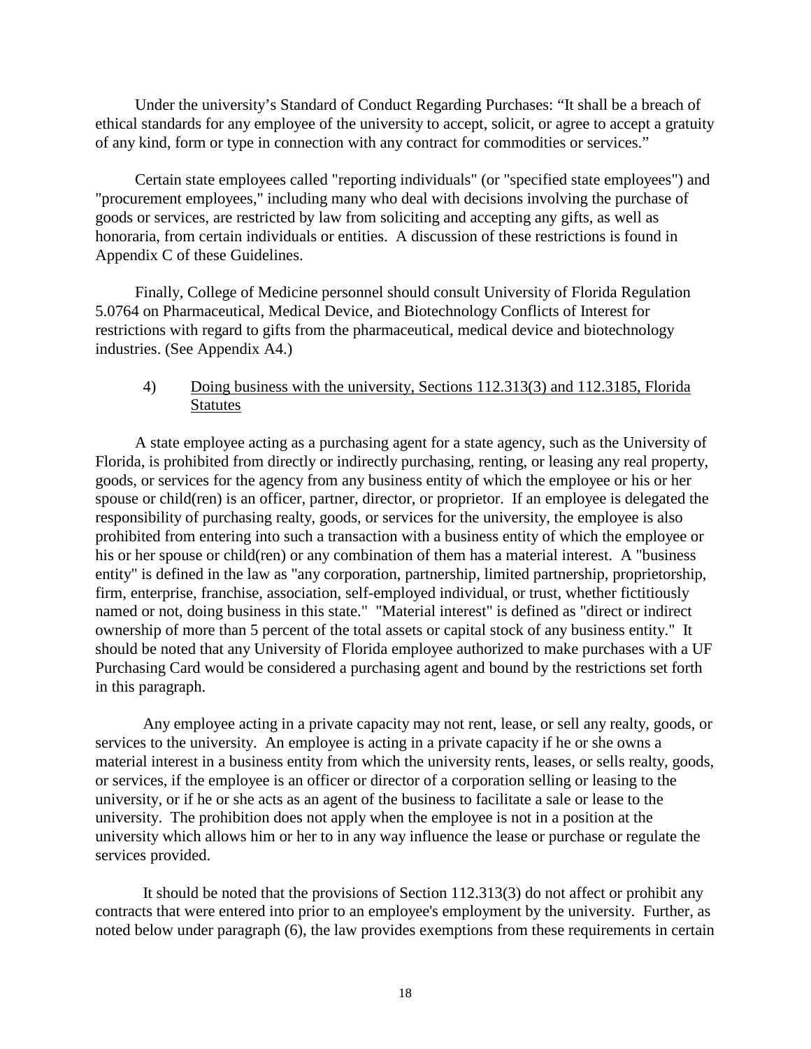Under the university's Standard of Conduct Regarding Purchases: "It shall be a breach of ethical standards for any employee of the university to accept, solicit, or agree to accept a gratuity of any kind, form or type in connection with any contract for commodities or services."

Certain state employees called "reporting individuals" (or "specified state employees") and "procurement employees," including many who deal with decisions involving the purchase of goods or services, are restricted by law from soliciting and accepting any gifts, as well as honoraria, from certain individuals or entities. A discussion of these restrictions is found in Appendix C of these Guidelines.

Finally, College of Medicine personnel should consult University of Florida Regulation 5.0764 on Pharmaceutical, Medical Device, and Biotechnology Conflicts of Interest for restrictions with regard to gifts from the pharmaceutical, medical device and biotechnology industries. (See Appendix A4.)

4) Doing business with the university, Sections 112.313(3) and 112.3185, Florida Statutes

A state employee acting as a purchasing agent for a state agency, such as the University of Florida, is prohibited from directly or indirectly purchasing, renting, or leasing any real property, goods, or services for the agency from any business entity of which the employee or his or her spouse or child(ren) is an officer, partner, director, or proprietor. If an employee is delegated the responsibility of purchasing realty, goods, or services for the university, the employee is also prohibited from entering into such a transaction with a business entity of which the employee or his or her spouse or child(ren) or any combination of them has a material interest. A "business entity" is defined in the law as "any corporation, partnership, limited partnership, proprietorship, firm, enterprise, franchise, association, self-employed individual, or trust, whether fictitiously named or not, doing business in this state." "Material interest" is defined as "direct or indirect ownership of more than 5 percent of the total assets or capital stock of any business entity." It should be noted that any University of Florida employee authorized to make purchases with a UF Purchasing Card would be considered a purchasing agent and bound by the restrictions set forth in this paragraph.

Any employee acting in a private capacity may not rent, lease, or sell any realty, goods, or services to the university. An employee is acting in a private capacity if he or she owns a material interest in a business entity from which the university rents, leases, or sells realty, goods, or services, if the employee is an officer or director of a corporation selling or leasing to the university, or if he or she acts as an agent of the business to facilitate a sale or lease to the university. The prohibition does not apply when the employee is not in a position at the university which allows him or her to in any way influence the lease or purchase or regulate the services provided.

It should be noted that the provisions of Section 112.313(3) do not affect or prohibit any contracts that were entered into prior to an employee's employment by the university. Further, as noted below under paragraph (6), the law provides exemptions from these requirements in certain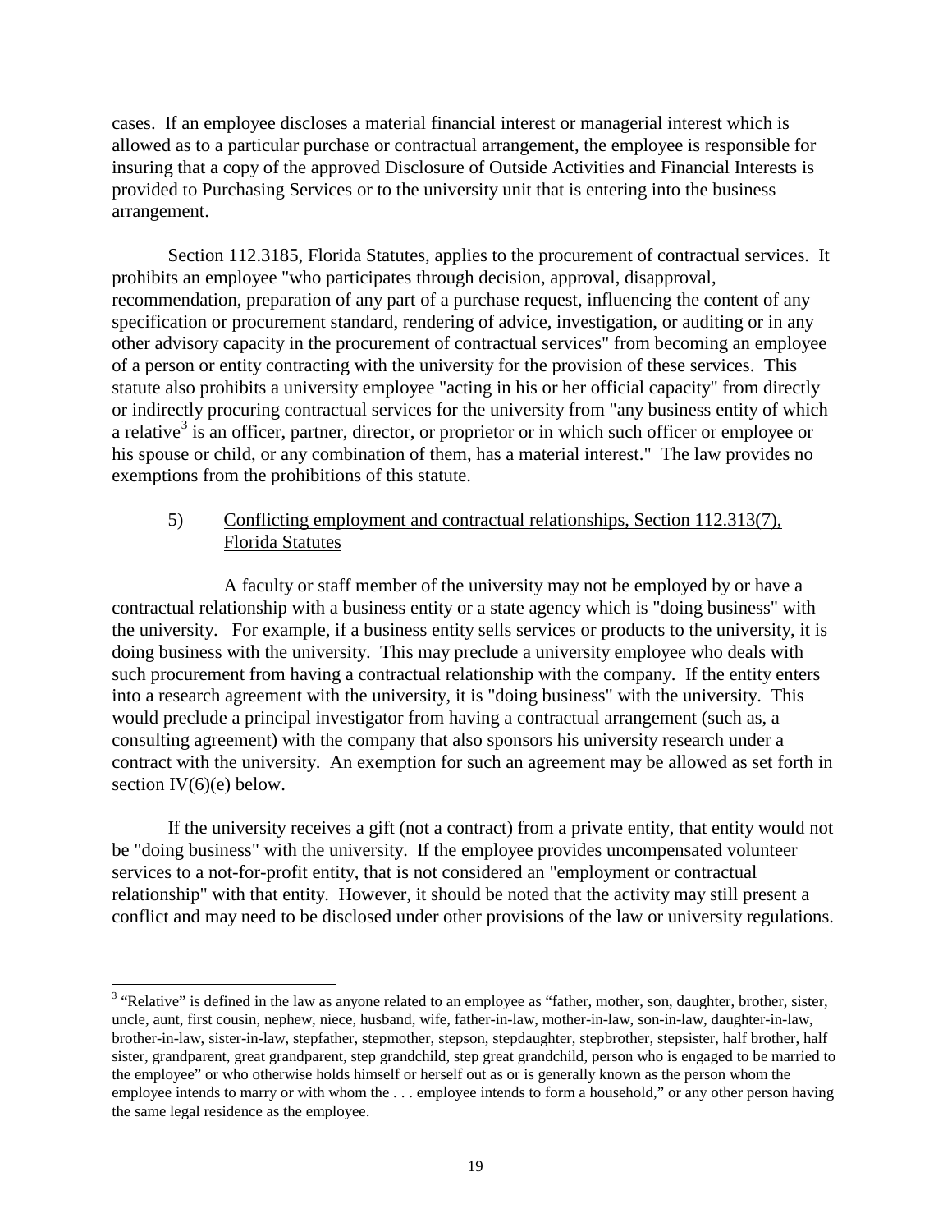cases. If an employee discloses a material financial interest or managerial interest which is allowed as to a particular purchase or contractual arrangement, the employee is responsible for insuring that a copy of the approved Disclosure of Outside Activities and Financial Interests is provided to Purchasing Services or to the university unit that is entering into the business arrangement.

Section 112.3185, Florida Statutes, applies to the procurement of contractual services. It prohibits an employee "who participates through decision, approval, disapproval, recommendation, preparation of any part of a purchase request, influencing the content of any specification or procurement standard, rendering of advice, investigation, or auditing or in any other advisory capacity in the procurement of contractual services" from becoming an employee of a person or entity contracting with the university for the provision of these services. This statute also prohibits a university employee "acting in his or her official capacity" from directly or indirectly procuring contractual services for the university from "any business entity of which a relative[3] is an officer, partner, director, or proprietor or in which such officer or employee or his spouse or child, or any combination of them, has a material interest." The law provides no exemptions from the prohibitions of this statute.

5) Conflicting employment and contractual relationships, Section 112.313(7), Florida Statutes

A faculty or staff member of the university may not be employed by or have a contractual relationship with a business entity or a state agency which is "doing business" with the university. For example, if a business entity sells services or products to the university, it is doing business with the university. This may preclude a university employee who deals with such procurement from having a contractual relationship with the company. If the entity enters into a research agreement with the university, it is "doing business" with the university. This would preclude a principal investigator from having a contractual arrangement (such as, a consulting agreement) with the company that also sponsors his university research under a contract with the university. An exemption for such an agreement may be allowed as set forth in section IV(6)(e) below.

If the university receives a gift (not a contract) from a private entity, that entity would not be "doing business" with the university. If the employee provides uncompensated volunteer services to a not-for-profit entity, that is not considered an "employment or contractual relationship" with that entity. However, it should be noted that the activity may still present a conflict and may need to be disclosed under other provisions of the law or university regulations.

---

[3] "Relative" is defined in the law as anyone related to an employee as "father, mother, son, daughter, brother, sister, uncle, aunt, first cousin, nephew, niece, husband, wife, father-in-law, mother-in-law, son-in-law, daughter-in-law, brother-in-law, sister-in-law, stepfather, stepmother, stepson, stepdaughter, stepbrother, stepsister, half brother, half sister, grandparent, great grandparent, step grandchild, step great grandchild, person who is engaged to be married to the employee" or who otherwise holds himself or herself out as or is generally known as the person whom the employee intends to marry or with whom the . . . employee intends to form a household," or any other person having the same legal residence as the employee.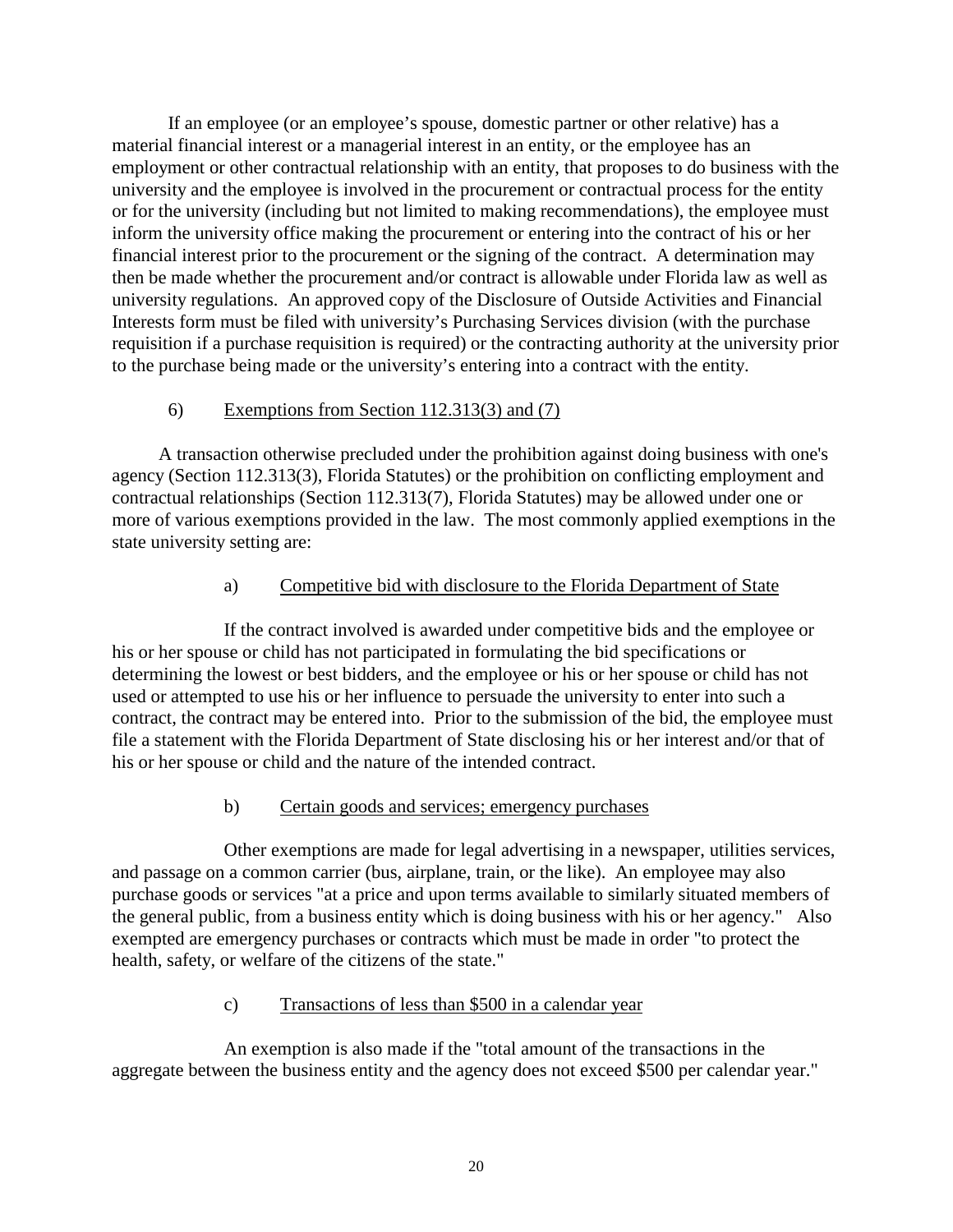If an employee (or an employee's spouse, domestic partner or other relative) has a material financial interest or a managerial interest in an entity, or the employee has an employment or other contractual relationship with an entity, that proposes to do business with the university and the employee is involved in the procurement or contractual process for the entity or for the university (including but not limited to making recommendations), the employee must inform the university office making the procurement or entering into the contract of his or her financial interest prior to the procurement or the signing of the contract. A determination may then be made whether the procurement and/or contract is allowable under Florida law as well as university regulations. An approved copy of the Disclosure of Outside Activities and Financial Interests form must be filed with university's Purchasing Services division (with the purchase requisition if a purchase requisition is required) or the contracting authority at the university prior to the purchase being made or the university's entering into a contract with the entity.

6) <u>Exemptions from Section 112.313(3) and (7)</u>

A transaction otherwise precluded under the prohibition against doing business with one's agency (Section 112.313(3), Florida Statutes) or the prohibition on conflicting employment and contractual relationships (Section 112.313(7), Florida Statutes) may be allowed under one or more of various exemptions provided in the law. The most commonly applied exemptions in the state university setting are:

a) <u>Competitive bid with disclosure to the Florida Department of State</u>

If the contract involved is awarded under competitive bids and the employee or his or her spouse or child has not participated in formulating the bid specifications or determining the lowest or best bidders, and the employee or his or her spouse or child has not used or attempted to use his or her influence to persuade the university to enter into such a contract, the contract may be entered into. Prior to the submission of the bid, the employee must file a statement with the Florida Department of State disclosing his or her interest and/or that of his or her spouse or child and the nature of the intended contract.

b) <u>Certain goods and services; emergency purchases</u>

Other exemptions are made for legal advertising in a newspaper, utilities services, and passage on a common carrier (bus, airplane, train, or the like). An employee may also purchase goods or services "at a price and upon terms available to similarly situated members of the general public, from a business entity which is doing business with his or her agency." Also exempted are emergency purchases or contracts which must be made in order "to protect the health, safety, or welfare of the citizens of the state."

c) <u>Transactions of less than $500 in a calendar year</u>

An exemption is also made if the "total amount of the transactions in the aggregate between the business entity and the agency does not exceed $500 per calendar year."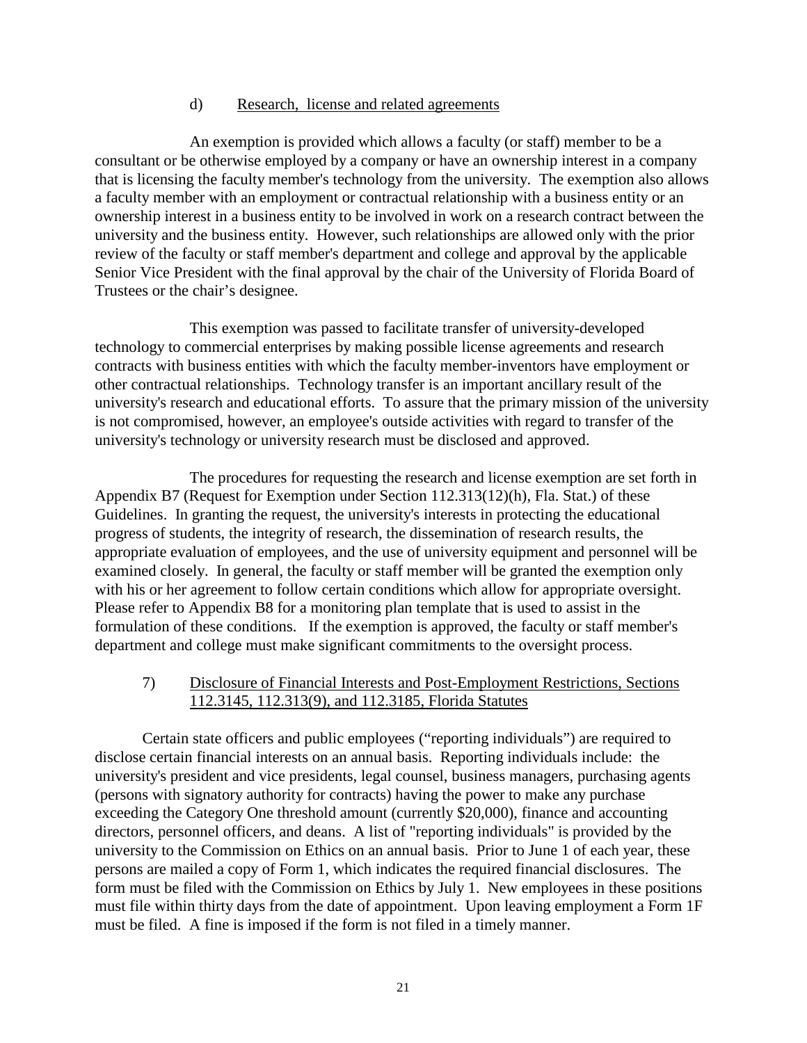#### d) Research, license and related agreements

An exemption is provided which allows a faculty (or staff) member to be a consultant or be otherwise employed by a company or have an ownership interest in a company that is licensing the faculty member's technology from the university. The exemption also allows a faculty member with an employment or contractual relationship with a business entity or an ownership interest in a business entity to be involved in work on a research contract between the university and the business entity. However, such relationships are allowed only with the prior review of the faculty or staff member's department and college and approval by the applicable Senior Vice President with the final approval by the chair of the University of Florida Board of Trustees or the chair's designee.

This exemption was passed to facilitate transfer of university-developed technology to commercial enterprises by making possible license agreements and research contracts with business entities with which the faculty member-inventors have employment or other contractual relationships. Technology transfer is an important ancillary result of the university's research and educational efforts. To assure that the primary mission of the university is not compromised, however, an employee's outside activities with regard to transfer of the university's technology or university research must be disclosed and approved.

The procedures for requesting the research and license exemption are set forth in Appendix B7 (Request for Exemption under Section 112.313(12)(h), Fla. Stat.) of these Guidelines. In granting the request, the university's interests in protecting the educational progress of students, the integrity of research, the dissemination of research results, the appropriate evaluation of employees, and the use of university equipment and personnel will be examined closely. In general, the faculty or staff member will be granted the exemption only with his or her agreement to follow certain conditions which allow for appropriate oversight. Please refer to Appendix B8 for a monitoring plan template that is used to assist in the formulation of these conditions. If the exemption is approved, the faculty or staff member's department and college must make significant commitments to the oversight process.

### 7) Disclosure of Financial Interests and Post-Employment Restrictions, Sections 112.3145, 112.313(9), and 112.3185, Florida Statutes

Certain state officers and public employees ("reporting individuals") are required to disclose certain financial interests on an annual basis. Reporting individuals include: the university's president and vice presidents, legal counsel, business managers, purchasing agents (persons with signatory authority for contracts) having the power to make any purchase exceeding the Category One threshold amount (currently $20,000), finance and accounting directors, personnel officers, and deans. A list of "reporting individuals" is provided by the university to the Commission on Ethics on an annual basis. Prior to June 1 of each year, these persons are mailed a copy of Form 1, which indicates the required financial disclosures. The form must be filed with the Commission on Ethics by July 1. New employees in these positions must file within thirty days from the date of appointment. Upon leaving employment a Form 1F must be filed. A fine is imposed if the form is not filed in a timely manner.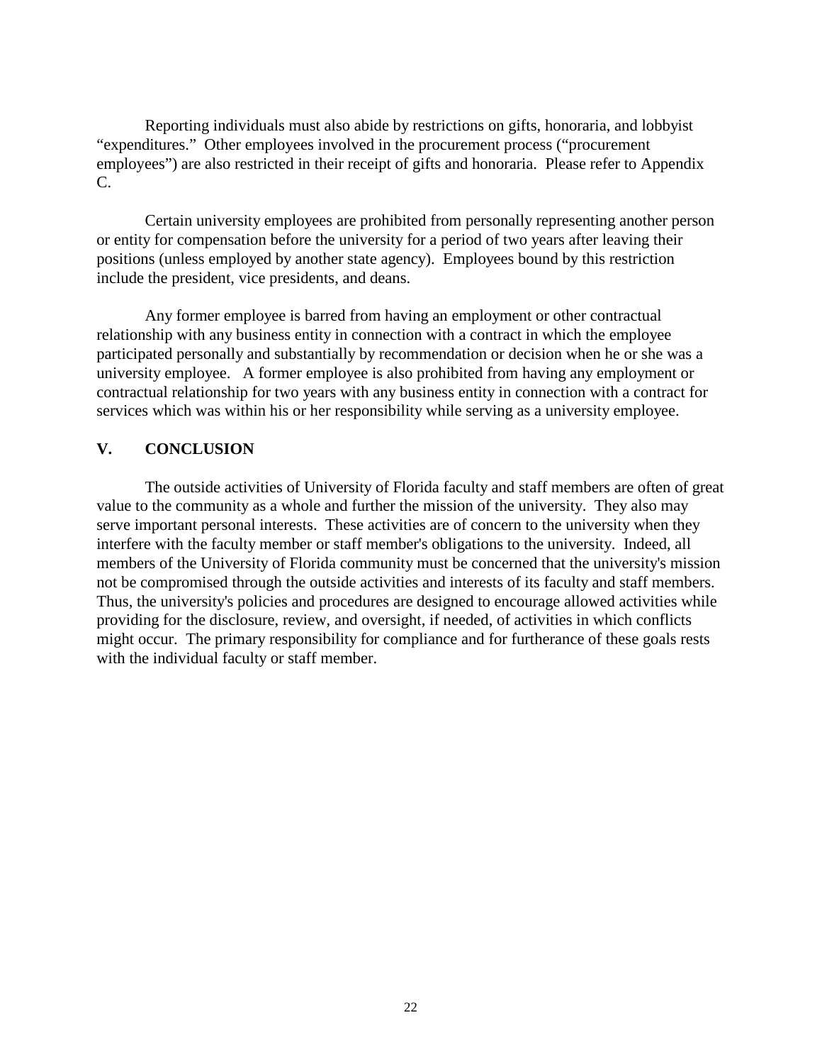Reporting individuals must also abide by restrictions on gifts, honoraria, and lobbyist "expenditures." Other employees involved in the procurement process ("procurement employees") are also restricted in their receipt of gifts and honoraria. Please refer to Appendix C.

Certain university employees are prohibited from personally representing another person or entity for compensation before the university for a period of two years after leaving their positions (unless employed by another state agency). Employees bound by this restriction include the president, vice presidents, and deans.

Any former employee is barred from having an employment or other contractual relationship with any business entity in connection with a contract in which the employee participated personally and substantially by recommendation or decision when he or she was a university employee. A former employee is also prohibited from having any employment or contractual relationship for two years with any business entity in connection with a contract for services which was within his or her responsibility while serving as a university employee.

## V. CONCLUSION

The outside activities of University of Florida faculty and staff members are often of great value to the community as a whole and further the mission of the university. They also may serve important personal interests. These activities are of concern to the university when they interfere with the faculty member or staff member's obligations to the university. Indeed, all members of the University of Florida community must be concerned that the university's mission not be compromised through the outside activities and interests of its faculty and staff members. Thus, the university's policies and procedures are designed to encourage allowed activities while providing for the disclosure, review, and oversight, if needed, of activities in which conflicts might occur. The primary responsibility for compliance and for furtherance of these goals rests with the individual faculty or staff member.